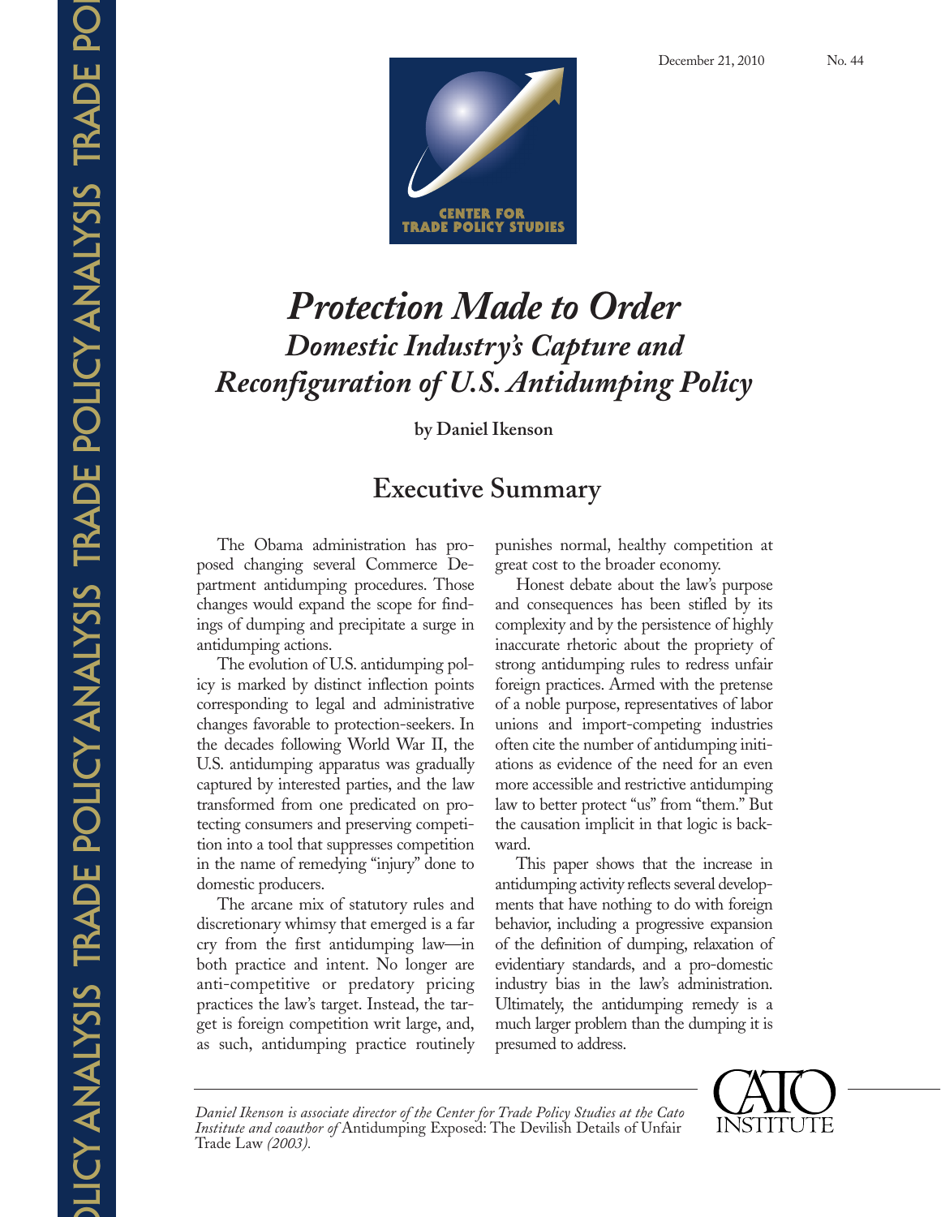December 21, 2010 No. 44

CENTER FOR TRADE POLICY STUDIES

# Protection Made to Order
## Domestic Industry's Capture and Reconfiguration of U.S. Antidumping Policy

**by Daniel Ikenson**

## Executive Summary

The Obama administration has proposed changing several Commerce Department antidumping procedures. Those changes would expand the scope for findings of dumping and precipitate a surge in antidumping actions.

The evolution of U.S. antidumping policy is marked by distinct inflection points corresponding to legal and administrative changes favorable to protection-seekers. In the decades following World War II, the U.S. antidumping apparatus was gradually captured by interested parties, and the law transformed from one predicated on protecting consumers and preserving competition into a tool that suppresses competition in the name of remedying "injury" done to domestic producers.

The arcane mix of statutory rules and discretionary whimsy that emerged is a far cry from the first antidumping law—in both practice and intent. No longer are anti-competitive or predatory pricing practices the law's target. Instead, the target is foreign competition writ large, and, as such, antidumping practice routinely punishes normal, healthy competition at great cost to the broader economy.

Honest debate about the law's purpose and consequences has been stifled by its complexity and by the persistence of highly inaccurate rhetoric about the propriety of strong antidumping rules to redress unfair foreign practices. Armed with the pretense of a noble purpose, representatives of labor unions and import-competing industries often cite the number of antidumping initiations as evidence of the need for an even more accessible and restrictive antidumping law to better protect "us" from "them." But the causation implicit in that logic is backward.

This paper shows that the increase in antidumping activity reflects several developments that have nothing to do with foreign behavior, including a progressive expansion of the definition of dumping, relaxation of evidentiary standards, and a pro-domestic industry bias in the law's administration. Ultimately, the antidumping remedy is a much larger problem than the dumping it is presumed to address.

---

*Daniel Ikenson is associate director of the Center for Trade Policy Studies at the Cato Institute and coauthor of* Antidumping Exposed: The Devilish Details of Unfair Trade Law *(2003).*

CATO INSTITUTE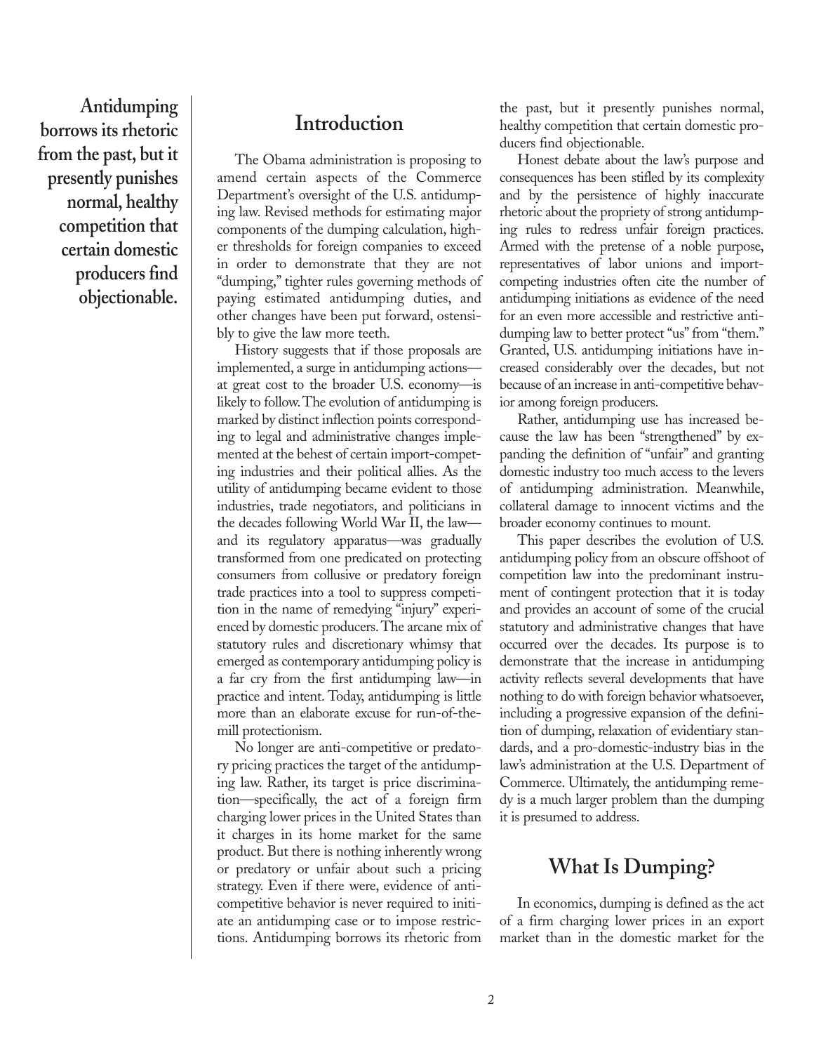**Antidumping borrows its rhetoric from the past, but it presently punishes normal, healthy competition that certain domestic producers find objectionable.**

## Introduction

The Obama administration is proposing to amend certain aspects of the Commerce Department's oversight of the U.S. antidumping law. Revised methods for estimating major components of the dumping calculation, higher thresholds for foreign companies to exceed in order to demonstrate that they are not "dumping," tighter rules governing methods of paying estimated antidumping duties, and other changes have been put forward, ostensibly to give the law more teeth.

History suggests that if those proposals are implemented, a surge in antidumping actions—at great cost to the broader U.S. economy—is likely to follow. The evolution of antidumping is marked by distinct inflection points corresponding to legal and administrative changes implemented at the behest of certain import-competing industries and their political allies. As the utility of antidumping became evident to those industries, trade negotiators, and politicians in the decades following World War II, the law—and its regulatory apparatus—was gradually transformed from one predicated on protecting consumers from collusive or predatory foreign trade practices into a tool to suppress competition in the name of remedying "injury" experienced by domestic producers. The arcane mix of statutory rules and discretionary whimsy that emerged as contemporary antidumping policy is a far cry from the first antidumping law—in practice and intent. Today, antidumping is little more than an elaborate excuse for run-of-the-mill protectionism.

No longer are anti-competitive or predatory pricing practices the target of the antidumping law. Rather, its target is price discrimination—specifically, the act of a foreign firm charging lower prices in the United States than it charges in its home market for the same product. But there is nothing inherently wrong or predatory or unfair about such a pricing strategy. Even if there were, evidence of anti-competitive behavior is never required to initiate an antidumping case or to impose restrictions. Antidumping borrows its rhetoric from the past, but it presently punishes normal, healthy competition that certain domestic producers find objectionable.

Honest debate about the law's purpose and consequences has been stifled by its complexity and by the persistence of highly inaccurate rhetoric about the propriety of strong antidumping rules to redress unfair foreign practices. Armed with the pretense of a noble purpose, representatives of labor unions and import-competing industries often cite the number of antidumping initiations as evidence of the need for an even more accessible and restrictive antidumping law to better protect "us" from "them." Granted, U.S. antidumping initiations have increased considerably over the decades, but not because of an increase in anti-competitive behavior among foreign producers.

Rather, antidumping use has increased because the law has been "strengthened" by expanding the definition of "unfair" and granting domestic industry too much access to the levers of antidumping administration. Meanwhile, collateral damage to innocent victims and the broader economy continues to mount.

This paper describes the evolution of U.S. antidumping policy from an obscure offshoot of competition law into the predominant instrument of contingent protection that it is today and provides an account of some of the crucial statutory and administrative changes that have occurred over the decades. Its purpose is to demonstrate that the increase in antidumping activity reflects several developments that have nothing to do with foreign behavior whatsoever, including a progressive expansion of the definition of dumping, relaxation of evidentiary standards, and a pro-domestic-industry bias in the law's administration at the U.S. Department of Commerce. Ultimately, the antidumping remedy is a much larger problem than the dumping it is presumed to address.

## What Is Dumping?

In economics, dumping is defined as the act of a firm charging lower prices in an export market than in the domestic market for the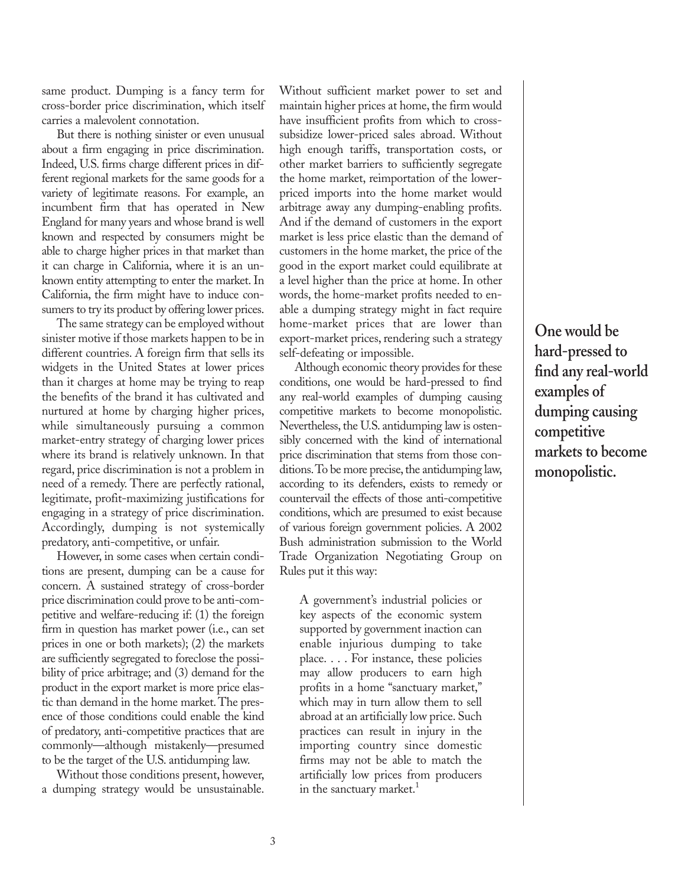same product. Dumping is a fancy term for cross-border price discrimination, which itself carries a malevolent connotation.

But there is nothing sinister or even unusual about a firm engaging in price discrimination. Indeed, U.S. firms charge different prices in different regional markets for the same goods for a variety of legitimate reasons. For example, an incumbent firm that has operated in New England for many years and whose brand is well known and respected by consumers might be able to charge higher prices in that market than it can charge in California, where it is an unknown entity attempting to enter the market. In California, the firm might have to induce consumers to try its product by offering lower prices.

The same strategy can be employed without sinister motive if those markets happen to be in different countries. A foreign firm that sells its widgets in the United States at lower prices than it charges at home may be trying to reap the benefits of the brand it has cultivated and nurtured at home by charging higher prices, while simultaneously pursuing a common market-entry strategy of charging lower prices where its brand is relatively unknown. In that regard, price discrimination is not a problem in need of a remedy. There are perfectly rational, legitimate, profit-maximizing justifications for engaging in a strategy of price discrimination. Accordingly, dumping is not systemically predatory, anti-competitive, or unfair.

However, in some cases when certain conditions are present, dumping can be a cause for concern. A sustained strategy of cross-border price discrimination could prove to be anti-competitive and welfare-reducing if: (1) the foreign firm in question has market power (i.e., can set prices in one or both markets); (2) the markets are sufficiently segregated to foreclose the possibility of price arbitrage; and (3) demand for the product in the export market is more price elastic than demand in the home market. The presence of those conditions could enable the kind of predatory, anti-competitive practices that are commonly—although mistakenly—presumed to be the target of the U.S. antidumping law.

Without those conditions present, however, a dumping strategy would be unsustainable. Without sufficient market power to set and maintain higher prices at home, the firm would have insufficient profits from which to cross-subsidize lower-priced sales abroad. Without high enough tariffs, transportation costs, or other market barriers to sufficiently segregate the home market, reimportation of the lower-priced imports into the home market would arbitrage away any dumping-enabling profits. And if the demand of customers in the export market is less price elastic than the demand of customers in the home market, the price of the good in the export market could equilibrate at a level higher than the price at home. In other words, the home-market profits needed to enable a dumping strategy might in fact require home-market prices that are lower than export-market prices, rendering such a strategy self-defeating or impossible.

Although economic theory provides for these conditions, one would be hard-pressed to find any real-world examples of dumping causing competitive markets to become monopolistic. Nevertheless, the U.S. antidumping law is ostensibly concerned with the kind of international price discrimination that stems from those conditions. To be more precise, the antidumping law, according to its defenders, exists to remedy or countervail the effects of those anti-competitive conditions, which are presumed to exist because of various foreign government policies. A 2002 Bush administration submission to the World Trade Organization Negotiating Group on Rules put it this way:

> A government's industrial policies or key aspects of the economic system supported by government inaction can enable injurious dumping to take place. . . . For instance, these policies may allow producers to earn high profits in a home "sanctuary market," which may in turn allow them to sell abroad at an artificially low price. Such practices can result in injury in the importing country since domestic firms may not be able to match the artificially low prices from producers in the sanctuary market.[1]

**One would be hard-pressed to find any real-world examples of dumping causing competitive markets to become monopolistic.**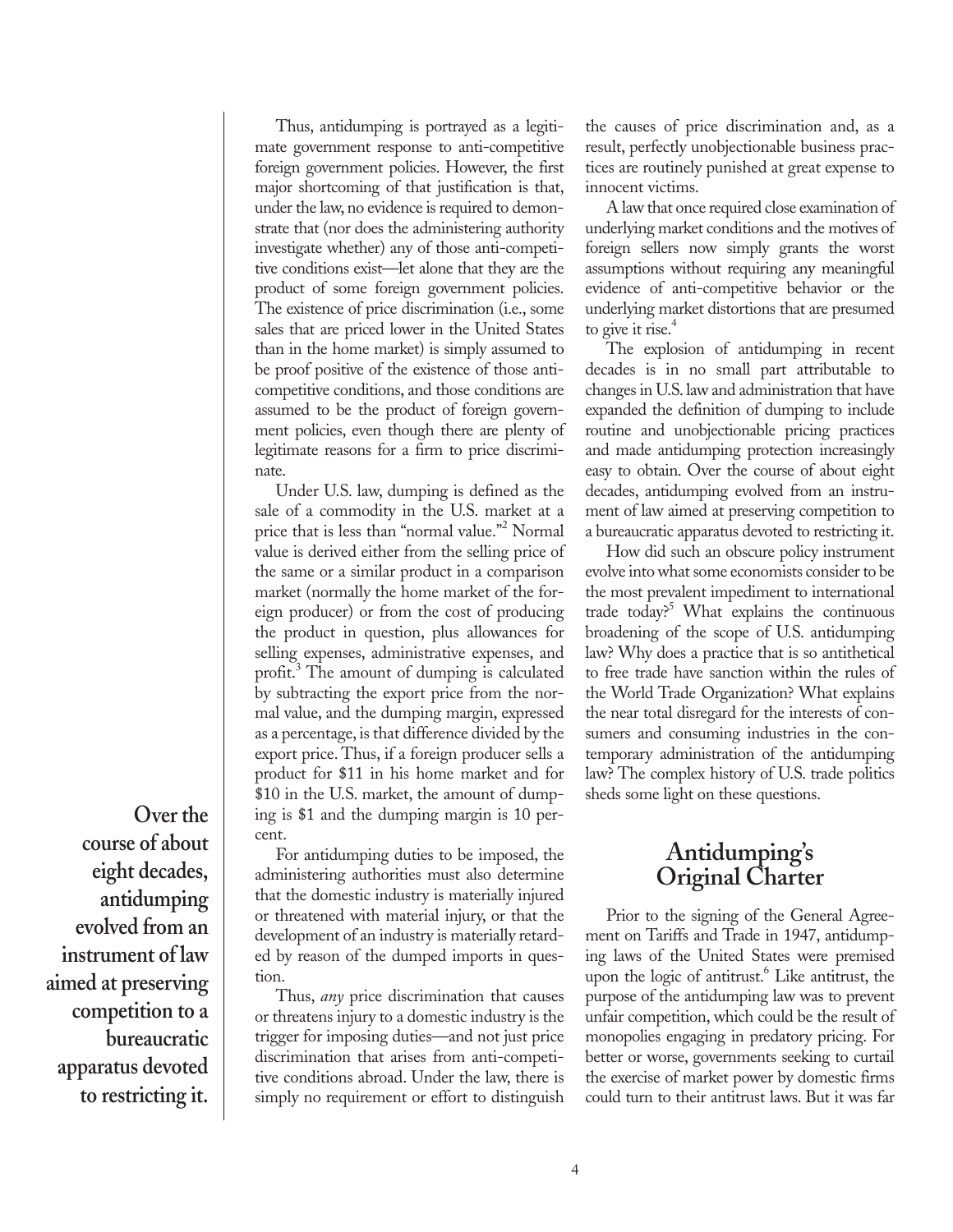Thus, antidumping is portrayed as a legitimate government response to anti-competitive foreign government policies. However, the first major shortcoming of that justification is that, under the law, no evidence is required to demonstrate that (nor does the administering authority investigate whether) any of those anti-competitive conditions exist—let alone that they are the product of some foreign government policies. The existence of price discrimination (i.e., some sales that are priced lower in the United States than in the home market) is simply assumed to be proof positive of the existence of those anti-competitive conditions, and those conditions are assumed to be the product of foreign government policies, even though there are plenty of legitimate reasons for a firm to price discriminate.

Under U.S. law, dumping is defined as the sale of a commodity in the U.S. market at a price that is less than "normal value."[2] Normal value is derived either from the selling price of the same or a similar product in a comparison market (normally the home market of the foreign producer) or from the cost of producing the product in question, plus allowances for selling expenses, administrative expenses, and profit.[3] The amount of dumping is calculated by subtracting the export price from the normal value, and the dumping margin, expressed as a percentage, is that difference divided by the export price. Thus, if a foreign producer sells a product for $11 in his home market and for $10 in the U.S. market, the amount of dumping is $1 and the dumping margin is 10 percent.

For antidumping duties to be imposed, the administering authorities must also determine that the domestic industry is materially injured or threatened with material injury, or that the development of an industry is materially retarded by reason of the dumped imports in question.

Thus, *any* price discrimination that causes or threatens injury to a domestic industry is the trigger for imposing duties—and not just price discrimination that arises from anti-competitive conditions abroad. Under the law, there is simply no requirement or effort to distinguish the causes of price discrimination and, as a result, perfectly unobjectionable business practices are routinely punished at great expense to innocent victims.

A law that once required close examination of underlying market conditions and the motives of foreign sellers now simply grants the worst assumptions without requiring any meaningful evidence of anti-competitive behavior or the underlying market distortions that are presumed to give it rise.[4]

The explosion of antidumping in recent decades is in no small part attributable to changes in U.S. law and administration that have expanded the definition of dumping to include routine and unobjectionable pricing practices and made antidumping protection increasingly easy to obtain. Over the course of about eight decades, antidumping evolved from an instrument of law aimed at preserving competition to a bureaucratic apparatus devoted to restricting it.

**Over the course of about eight decades, antidumping evolved from an instrument of law aimed at preserving competition to a bureaucratic apparatus devoted to restricting it.**

How did such an obscure policy instrument evolve into what some economists consider to be the most prevalent impediment to international trade today?[5] What explains the continuous broadening of the scope of U.S. antidumping law? Why does a practice that is so antithetical to free trade have sanction within the rules of the World Trade Organization? What explains the near total disregard for the interests of consumers and consuming industries in the contemporary administration of the antidumping law? The complex history of U.S. trade politics sheds some light on these questions.

## Antidumping's Original Charter

Prior to the signing of the General Agreement on Tariffs and Trade in 1947, antidumping laws of the United States were premised upon the logic of antitrust.[6] Like antitrust, the purpose of the antidumping law was to prevent unfair competition, which could be the result of monopolies engaging in predatory pricing. For better or worse, governments seeking to curtail the exercise of market power by domestic firms could turn to their antitrust laws. But it was far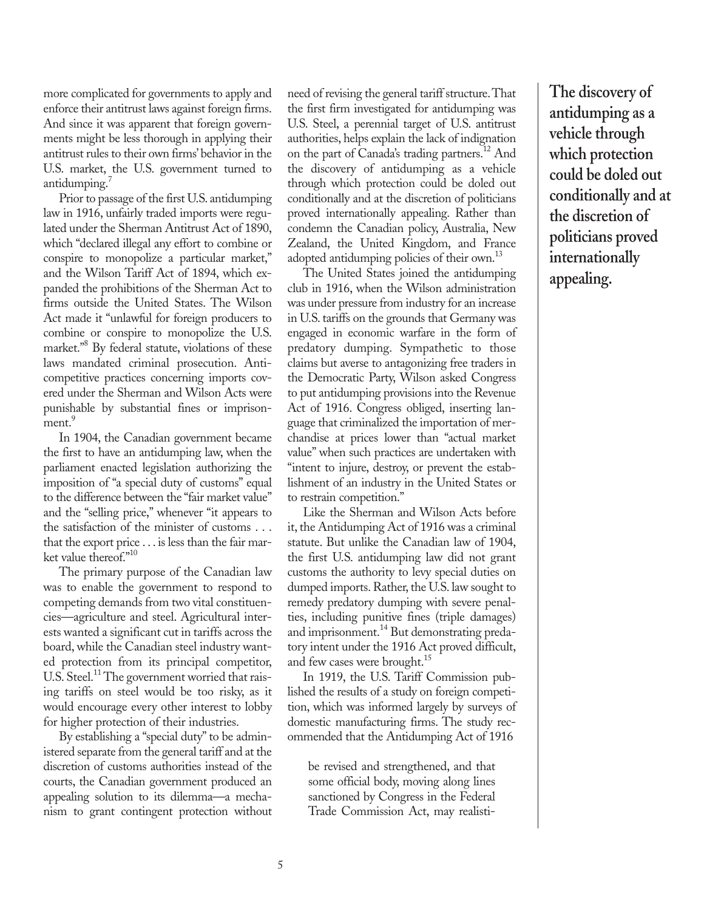more complicated for governments to apply and enforce their antitrust laws against foreign firms. And since it was apparent that foreign governments might be less thorough in applying their antitrust rules to their own firms' behavior in the U.S. market, the U.S. government turned to antidumping.[7]

Prior to passage of the first U.S. antidumping law in 1916, unfairly traded imports were regulated under the Sherman Antitrust Act of 1890, which "declared illegal any effort to combine or conspire to monopolize a particular market," and the Wilson Tariff Act of 1894, which expanded the prohibitions of the Sherman Act to firms outside the United States. The Wilson Act made it "unlawful for foreign producers to combine or conspire to monopolize the U.S. market."[8] By federal statute, violations of these laws mandated criminal prosecution. Anticompetitive practices concerning imports covered under the Sherman and Wilson Acts were punishable by substantial fines or imprisonment.[9]

In 1904, the Canadian government became the first to have an antidumping law, when the parliament enacted legislation authorizing the imposition of "a special duty of customs" equal to the difference between the "fair market value" and the "selling price," whenever "it appears to the satisfaction of the minister of customs . . . that the export price . . . is less than the fair market value thereof."[10]

The primary purpose of the Canadian law was to enable the government to respond to competing demands from two vital constituencies—agriculture and steel. Agricultural interests wanted a significant cut in tariffs across the board, while the Canadian steel industry wanted protection from its principal competitor, U.S. Steel.[11] The government worried that raising tariffs on steel would be too risky, as it would encourage every other interest to lobby for higher protection of their industries.

By establishing a "special duty" to be administered separate from the general tariff and at the discretion of customs authorities instead of the courts, the Canadian government produced an appealing solution to its dilemma—a mechanism to grant contingent protection without need of revising the general tariff structure. That the first firm investigated for antidumping was U.S. Steel, a perennial target of U.S. antitrust authorities, helps explain the lack of indignation on the part of Canada's trading partners.[12] And the discovery of antidumping as a vehicle through which protection could be doled out conditionally and at the discretion of politicians proved internationally appealing. Rather than condemn the Canadian policy, Australia, New Zealand, the United Kingdom, and France adopted antidumping policies of their own.[13]

**The discovery of antidumping as a vehicle through which protection could be doled out conditionally and at the discretion of politicians proved internationally appealing.**

The United States joined the antidumping club in 1916, when the Wilson administration was under pressure from industry for an increase in U.S. tariffs on the grounds that Germany was engaged in economic warfare in the form of predatory dumping. Sympathetic to those claims but averse to antagonizing free traders in the Democratic Party, Wilson asked Congress to put antidumping provisions into the Revenue Act of 1916. Congress obliged, inserting language that criminalized the importation of merchandise at prices lower than "actual market value" when such practices are undertaken with "intent to injure, destroy, or prevent the establishment of an industry in the United States or to restrain competition."

Like the Sherman and Wilson Acts before it, the Antidumping Act of 1916 was a criminal statute. But unlike the Canadian law of 1904, the first U.S. antidumping law did not grant customs the authority to levy special duties on dumped imports. Rather, the U.S. law sought to remedy predatory dumping with severe penalties, including punitive fines (triple damages) and imprisonment.[14] But demonstrating predatory intent under the 1916 Act proved difficult, and few cases were brought.[15]

In 1919, the U.S. Tariff Commission published the results of a study on foreign competition, which was informed largely by surveys of domestic manufacturing firms. The study recommended that the Antidumping Act of 1916

> be revised and strengthened, and that some official body, moving along lines sanctioned by Congress in the Federal Trade Commission Act, may realisti-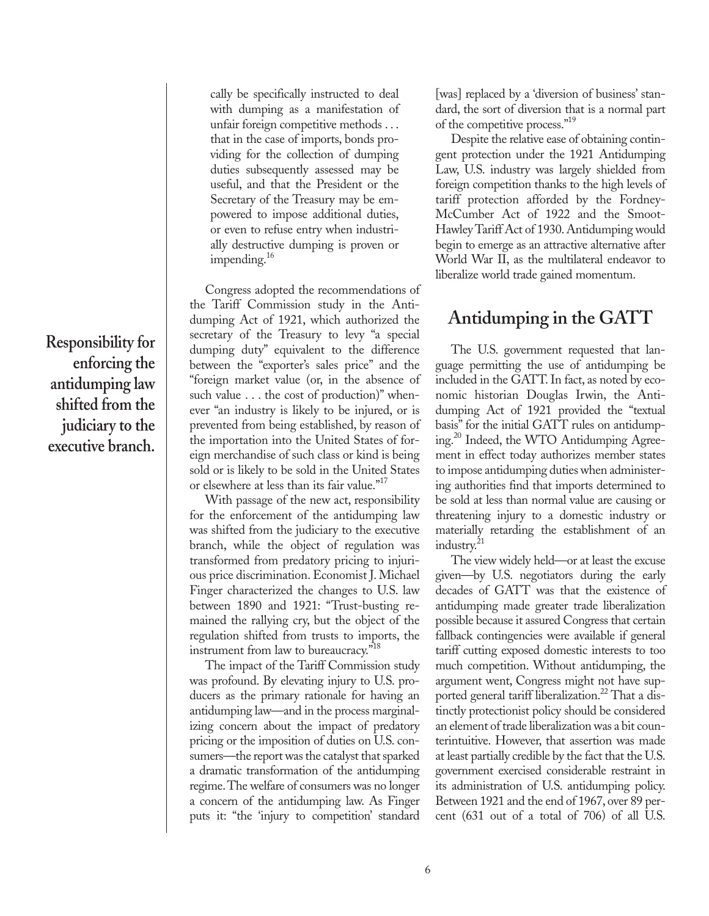cally be specifically instructed to deal with dumping as a manifestation of unfair foreign competitive methods . . . that in the case of imports, bonds providing for the collection of dumping duties subsequently assessed may be useful, and that the President or the Secretary of the Treasury may be empowered to impose additional duties, or even to refuse entry when industrially destructive dumping is proven or impending.[16]

Congress adopted the recommendations of the Tariff Commission study in the Antidumping Act of 1921, which authorized the secretary of the Treasury to levy "a special dumping duty" equivalent to the difference between the "exporter's sales price" and the "foreign market value (or, in the absence of such value . . . the cost of production)" whenever "an industry is likely to be injured, or is prevented from being established, by reason of the importation into the United States of foreign merchandise of such class or kind is being sold or is likely to be sold in the United States or elsewhere at less than its fair value."[17]

**Responsibility for enforcing the antidumping law shifted from the judiciary to the executive branch.**

With passage of the new act, responsibility for the enforcement of the antidumping law was shifted from the judiciary to the executive branch, while the object of regulation was transformed from predatory pricing to injurious price discrimination. Economist J. Michael Finger characterized the changes to U.S. law between 1890 and 1921: "Trust-busting remained the rallying cry, but the object of the regulation shifted from trusts to imports, the instrument from law to bureaucracy."[18]

The impact of the Tariff Commission study was profound. By elevating injury to U.S. producers as the primary rationale for having an antidumping law—and in the process marginalizing concern about the impact of predatory pricing or the imposition of duties on U.S. consumers—the report was the catalyst that sparked a dramatic transformation of the antidumping regime. The welfare of consumers was no longer a concern of the antidumping law. As Finger puts it: "the 'injury to competition' standard [was] replaced by a 'diversion of business' standard, the sort of diversion that is a normal part of the competitive process."[19]

Despite the relative ease of obtaining contingent protection under the 1921 Antidumping Law, U.S. industry was largely shielded from foreign competition thanks to the high levels of tariff protection afforded by the Fordney-McCumber Act of 1922 and the Smoot-Hawley Tariff Act of 1930. Antidumping would begin to emerge as an attractive alternative after World War II, as the multilateral endeavor to liberalize world trade gained momentum.

## Antidumping in the GATT

The U.S. government requested that language permitting the use of antidumping be included in the GATT. In fact, as noted by economic historian Douglas Irwin, the Antidumping Act of 1921 provided the "textual basis" for the initial GATT rules on antidumping.[20] Indeed, the WTO Antidumping Agreement in effect today authorizes member states to impose antidumping duties when administering authorities find that imports determined to be sold at less than normal value are causing or threatening injury to a domestic industry or materially retarding the establishment of an industry.[21]

The view widely held—or at least the excuse given—by U.S. negotiators during the early decades of GATT was that the existence of antidumping made greater trade liberalization possible because it assured Congress that certain fallback contingencies were available if general tariff cutting exposed domestic interests to too much competition. Without antidumping, the argument went, Congress might not have supported general tariff liberalization.[22] That a distinctly protectionist policy should be considered an element of trade liberalization was a bit counterintuitive. However, that assertion was made at least partially credible by the fact that the U.S. government exercised considerable restraint in its administration of U.S. antidumping policy. Between 1921 and the end of 1967, over 89 percent (631 out of a total of 706) of all U.S.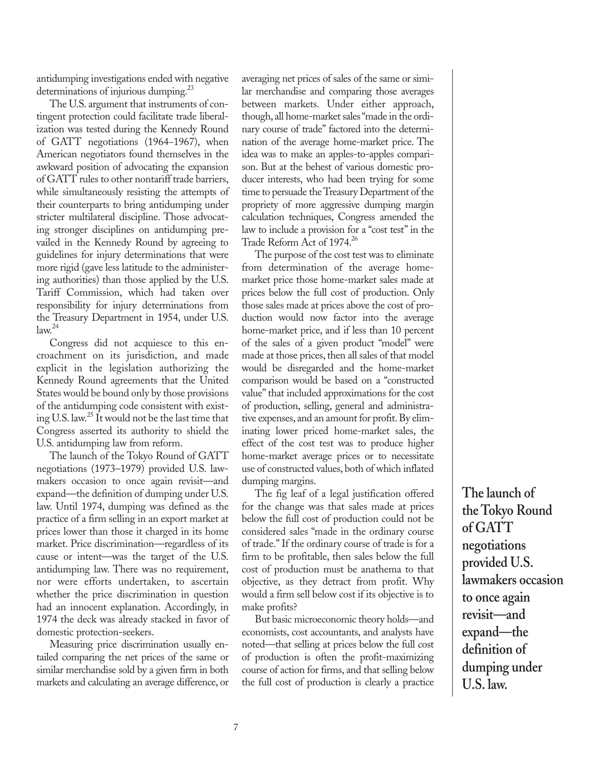antidumping investigations ended with negative determinations of injurious dumping.[23]

The U.S. argument that instruments of contingent protection could facilitate trade liberalization was tested during the Kennedy Round of GATT negotiations (1964–1967), when American negotiators found themselves in the awkward position of advocating the expansion of GATT rules to other nontariff trade barriers, while simultaneously resisting the attempts of their counterparts to bring antidumping under stricter multilateral discipline. Those advocating stronger disciplines on antidumping prevailed in the Kennedy Round by agreeing to guidelines for injury determinations that were more rigid (gave less latitude to the administering authorities) than those applied by the U.S. Tariff Commission, which had taken over responsibility for injury determinations from the Treasury Department in 1954, under U.S. law.[24]

Congress did not acquiesce to this encroachment on its jurisdiction, and made explicit in the legislation authorizing the Kennedy Round agreements that the United States would be bound only by those provisions of the antidumping code consistent with existing U.S. law.[25] It would not be the last time that Congress asserted its authority to shield the U.S. antidumping law from reform.

The launch of the Tokyo Round of GATT negotiations (1973–1979) provided U.S. lawmakers occasion to once again revisit—and expand—the definition of dumping under U.S. law. Until 1974, dumping was defined as the practice of a firm selling in an export market at prices lower than those it charged in its home market. Price discrimination—regardless of its cause or intent—was the target of the U.S. antidumping law. There was no requirement, nor were efforts undertaken, to ascertain whether the price discrimination in question had an innocent explanation. Accordingly, in 1974 the deck was already stacked in favor of domestic protection-seekers.

Measuring price discrimination usually entailed comparing the net prices of the same or similar merchandise sold by a given firm in both markets and calculating an average difference, or averaging net prices of sales of the same or similar merchandise and comparing those averages between markets. Under either approach, though, all home-market sales "made in the ordinary course of trade" factored into the determination of the average home-market price. The idea was to make an apples-to-apples comparison. But at the behest of various domestic producer interests, who had been trying for some time to persuade the Treasury Department of the propriety of more aggressive dumping margin calculation techniques, Congress amended the law to include a provision for a "cost test" in the Trade Reform Act of 1974.[26]

The purpose of the cost test was to eliminate from determination of the average home-market price those home-market sales made at prices below the full cost of production. Only those sales made at prices above the cost of production would now factor into the average home-market price, and if less than 10 percent of the sales of a given product "model" were made at those prices, then all sales of that model would be disregarded and the home-market comparison would be based on a "constructed value" that included approximations for the cost of production, selling, general and administrative expenses, and an amount for profit. By eliminating lower priced home-market sales, the effect of the cost test was to produce higher home-market average prices or to necessitate use of constructed values, both of which inflated dumping margins.

The fig leaf of a legal justification offered for the change was that sales made at prices below the full cost of production could not be considered sales "made in the ordinary course of trade." If the ordinary course of trade is for a firm to be profitable, then sales below the full cost of production must be anathema to that objective, as they detract from profit. Why would a firm sell below cost if its objective is to make profits?

But basic microeconomic theory holds—and economists, cost accountants, and analysts have noted—that selling at prices below the full cost of production is often the profit-maximizing course of action for firms, and that selling below the full cost of production is clearly a practice

**The launch of the Tokyo Round of GATT negotiations provided U.S. lawmakers occasion to once again revisit—and expand—the definition of dumping under U.S. law.**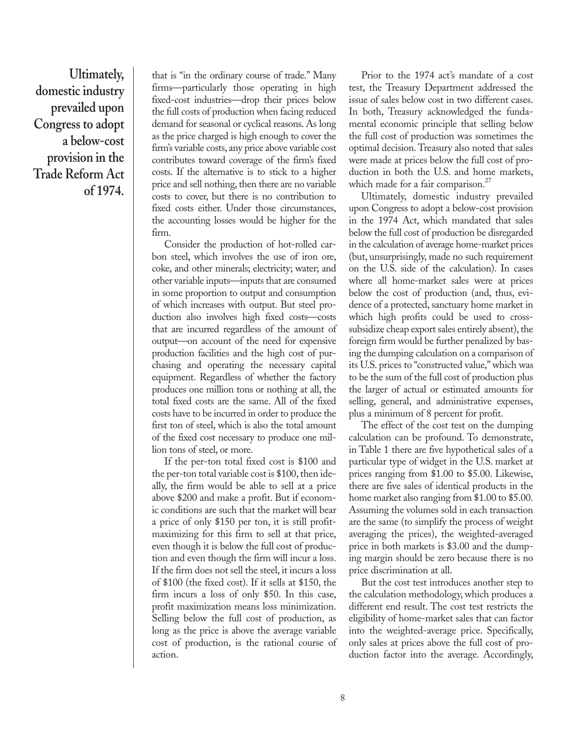**Ultimately, domestic industry prevailed upon Congress to adopt a below-cost provision in the Trade Reform Act of 1974.**

that is "in the ordinary course of trade." Many firms—particularly those operating in high fixed-cost industries—drop their prices below the full costs of production when facing reduced demand for seasonal or cyclical reasons. As long as the price charged is high enough to cover the firm's variable costs, any price above variable cost contributes toward coverage of the firm's fixed costs. If the alternative is to stick to a higher price and sell nothing, then there are no variable costs to cover, but there is no contribution to fixed costs either. Under those circumstances, the accounting losses would be higher for the firm.

Consider the production of hot-rolled carbon steel, which involves the use of iron ore, coke, and other minerals; electricity; water; and other variable inputs—inputs that are consumed in some proportion to output and consumption of which increases with output. But steel production also involves high fixed costs—costs that are incurred regardless of the amount of output—on account of the need for expensive production facilities and the high cost of purchasing and operating the necessary capital equipment. Regardless of whether the factory produces one million tons or nothing at all, the total fixed costs are the same. All of the fixed costs have to be incurred in order to produce the first ton of steel, which is also the total amount of the fixed cost necessary to produce one million tons of steel, or more.

If the per-ton total fixed cost is $100 and the per-ton total variable cost is $100, then ideally, the firm would be able to sell at a price above $200 and make a profit. But if economic conditions are such that the market will bear a price of only $150 per ton, it is still profit-maximizing for this firm to sell at that price, even though it is below the full cost of production and even though the firm will incur a loss. If the firm does not sell the steel, it incurs a loss of $100 (the fixed cost). If it sells at $150, the firm incurs a loss of only $50. In this case, profit maximization means loss minimization. Selling below the full cost of production, as long as the price is above the average variable cost of production, is the rational course of action.

Prior to the 1974 act's mandate of a cost test, the Treasury Department addressed the issue of sales below cost in two different cases. In both, Treasury acknowledged the fundamental economic principle that selling below the full cost of production was sometimes the optimal decision. Treasury also noted that sales were made at prices below the full cost of production in both the U.S. and home markets, which made for a fair comparison.[27]

Ultimately, domestic industry prevailed upon Congress to adopt a below-cost provision in the 1974 Act, which mandated that sales below the full cost of production be disregarded in the calculation of average home-market prices (but, unsurprisingly, made no such requirement on the U.S. side of the calculation). In cases where all home-market sales were at prices below the cost of production (and, thus, evidence of a protected, sanctuary home market in which high profits could be used to cross-subsidize cheap export sales entirely absent), the foreign firm would be further penalized by basing the dumping calculation on a comparison of its U.S. prices to "constructed value," which was to be the sum of the full cost of production plus the larger of actual or estimated amounts for selling, general, and administrative expenses, plus a minimum of 8 percent for profit.

The effect of the cost test on the dumping calculation can be profound. To demonstrate, in Table 1 there are five hypothetical sales of a particular type of widget in the U.S. market at prices ranging from $1.00 to $5.00. Likewise, there are five sales of identical products in the home market also ranging from $1.00 to $5.00. Assuming the volumes sold in each transaction are the same (to simplify the process of weight averaging the prices), the weighted-averaged price in both markets is $3.00 and the dumping margin should be zero because there is no price discrimination at all.

But the cost test introduces another step to the calculation methodology, which produces a different end result. The cost test restricts the eligibility of home-market sales that can factor into the weighted-average price. Specifically, only sales at prices above the full cost of production factor into the average. Accordingly,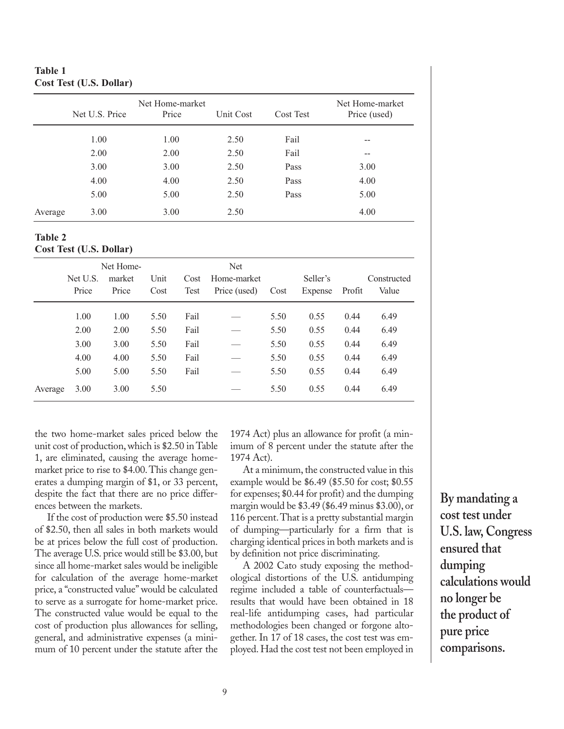**Table 1**
**Cost Test (U.S. Dollar)**

| | Net U.S. Price | Net Home-market Price | Unit Cost | Cost Test | Net Home-market Price (used) |
|---|---|---|---|---|---|
| | 1.00 | 1.00 | 2.50 | Fail | -- |
| | 2.00 | 2.00 | 2.50 | Fail | -- |
| | 3.00 | 3.00 | 2.50 | Pass | 3.00 |
| | 4.00 | 4.00 | 2.50 | Pass | 4.00 |
| | 5.00 | 5.00 | 2.50 | Pass | 5.00 |
| Average | 3.00 | 3.00 | 2.50 | | 4.00 |

**Table 2**
**Cost Test (U.S. Dollar)**

| | Net U.S. Price | Net Home-market Price | Unit Cost | Cost Test | Net Home-market Price (used) | Cost | Seller's Expense | Profit | Constructed Value |
|---|---|---|---|---|---|---|---|---|---|
| | 1.00 | 1.00 | 5.50 | Fail | — | 5.50 | 0.55 | 0.44 | 6.49 |
| | 2.00 | 2.00 | 5.50 | Fail | — | 5.50 | 0.55 | 0.44 | 6.49 |
| | 3.00 | 3.00 | 5.50 | Fail | — | 5.50 | 0.55 | 0.44 | 6.49 |
| | 4.00 | 4.00 | 5.50 | Fail | — | 5.50 | 0.55 | 0.44 | 6.49 |
| | 5.00 | 5.00 | 5.50 | Fail | — | 5.50 | 0.55 | 0.44 | 6.49 |
| Average | 3.00 | 3.00 | 5.50 | | — | 5.50 | 0.55 | 0.44 | 6.49 |

the two home-market sales priced below the unit cost of production, which is $2.50 in Table 1, are eliminated, causing the average home-market price to rise to $4.00. This change generates a dumping margin of $1, or 33 percent, despite the fact that there are no price differences between the markets.

If the cost of production were $5.50 instead of $2.50, then all sales in both markets would be at prices below the full cost of production. The average U.S. price would still be $3.00, but since all home-market sales would be ineligible for calculation of the average home-market price, a "constructed value" would be calculated to serve as a surrogate for home-market price. The constructed value would be equal to the cost of production plus allowances for selling, general, and administrative expenses (a minimum of 10 percent under the statute after the 1974 Act) plus an allowance for profit (a minimum of 8 percent under the statute after the 1974 Act).

At a minimum, the constructed value in this example would be $6.49 ($5.50 for cost; $0.55 for expenses; $0.44 for profit) and the dumping margin would be $3.49 ($6.49 minus $3.00), or 116 percent. That is a pretty substantial margin of dumping—particularly for a firm that is charging identical prices in both markets and is by definition not price discriminating.

A 2002 Cato study exposing the methodological distortions of the U.S. antidumping regime included a table of counterfactuals—results that would have been obtained in 18 real-life antidumping cases, had particular methodologies been changed or forgone altogether. In 17 of 18 cases, the cost test was employed. Had the cost test not been employed in

**By mandating a cost test under U.S. law, Congress ensured that dumping calculations would no longer be the product of pure price comparisons.**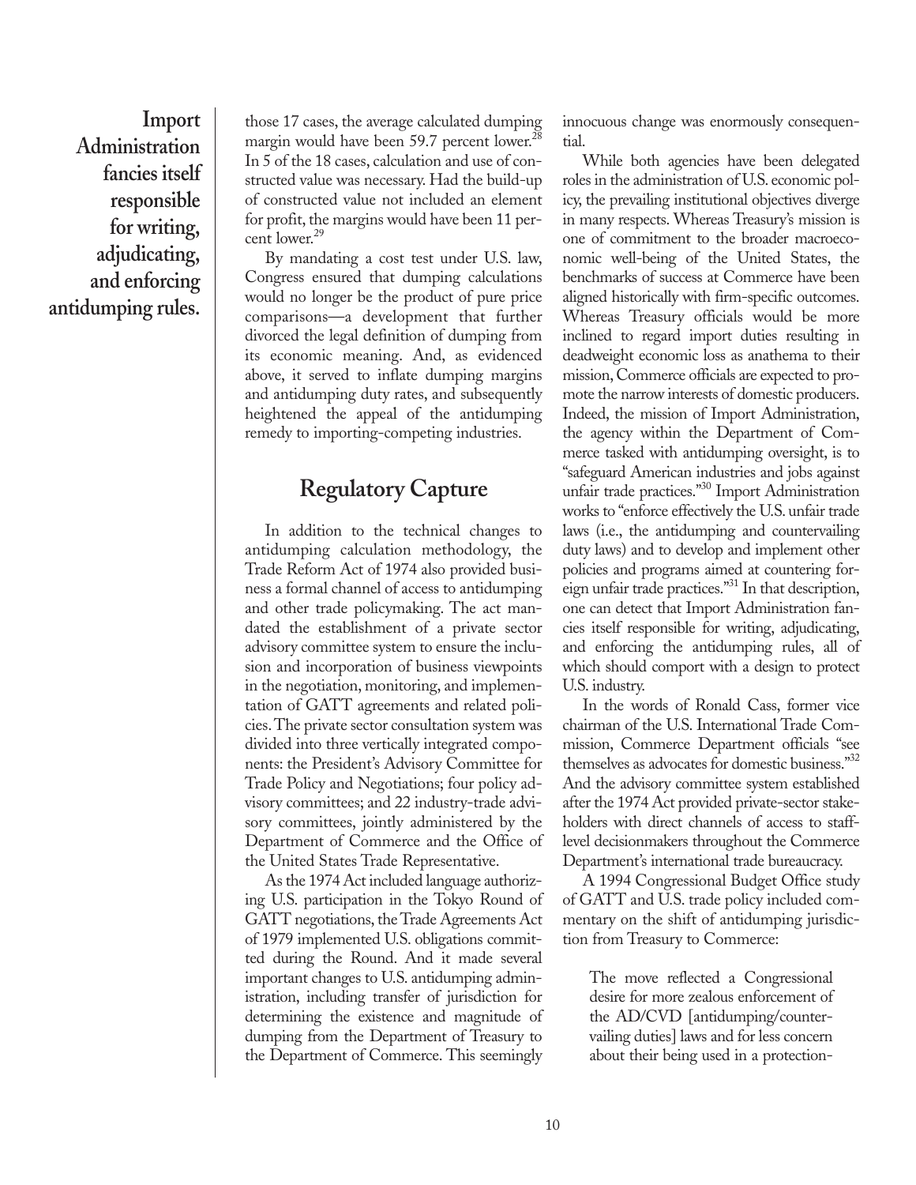**Import Administration fancies itself responsible for writing, adjudicating, and enforcing antidumping rules.**

those 17 cases, the average calculated dumping margin would have been 59.7 percent lower.[28] In 5 of the 18 cases, calculation and use of constructed value was necessary. Had the build-up of constructed value not included an element for profit, the margins would have been 11 percent lower.[29]

By mandating a cost test under U.S. law, Congress ensured that dumping calculations would no longer be the product of pure price comparisons—a development that further divorced the legal definition of dumping from its economic meaning. And, as evidenced above, it served to inflate dumping margins and antidumping duty rates, and subsequently heightened the appeal of the antidumping remedy to importing-competing industries.

## Regulatory Capture

In addition to the technical changes to antidumping calculation methodology, the Trade Reform Act of 1974 also provided business a formal channel of access to antidumping and other trade policymaking. The act mandated the establishment of a private sector advisory committee system to ensure the inclusion and incorporation of business viewpoints in the negotiation, monitoring, and implementation of GATT agreements and related policies. The private sector consultation system was divided into three vertically integrated components: the President's Advisory Committee for Trade Policy and Negotiations; four policy advisory committees; and 22 industry-trade advisory committees, jointly administered by the Department of Commerce and the Office of the United States Trade Representative.

As the 1974 Act included language authorizing U.S. participation in the Tokyo Round of GATT negotiations, the Trade Agreements Act of 1979 implemented U.S. obligations committed during the Round. And it made several important changes to U.S. antidumping administration, including transfer of jurisdiction for determining the existence and magnitude of dumping from the Department of Treasury to the Department of Commerce. This seemingly innocuous change was enormously consequential.

While both agencies have been delegated roles in the administration of U.S. economic policy, the prevailing institutional objectives diverge in many respects. Whereas Treasury's mission is one of commitment to the broader macroeconomic well-being of the United States, the benchmarks of success at Commerce have been aligned historically with firm-specific outcomes. Whereas Treasury officials would be more inclined to regard import duties resulting in deadweight economic loss as anathema to their mission, Commerce officials are expected to promote the narrow interests of domestic producers. Indeed, the mission of Import Administration, the agency within the Department of Commerce tasked with antidumping oversight, is to "safeguard American industries and jobs against unfair trade practices."[30] Import Administration works to "enforce effectively the U.S. unfair trade laws (i.e., the antidumping and countervailing duty laws) and to develop and implement other policies and programs aimed at countering foreign unfair trade practices."[31] In that description, one can detect that Import Administration fancies itself responsible for writing, adjudicating, and enforcing the antidumping rules, all of which should comport with a design to protect U.S. industry.

In the words of Ronald Cass, former vice chairman of the U.S. International Trade Commission, Commerce Department officials "see themselves as advocates for domestic business."[32] And the advisory committee system established after the 1974 Act provided private-sector stakeholders with direct channels of access to staff-level decisionmakers throughout the Commerce Department's international trade bureaucracy.

A 1994 Congressional Budget Office study of GATT and U.S. trade policy included commentary on the shift of antidumping jurisdiction from Treasury to Commerce:

> The move reflected a Congressional desire for more zealous enforcement of the AD/CVD [antidumping/countervailing duties] laws and for less concern about their being used in a protection-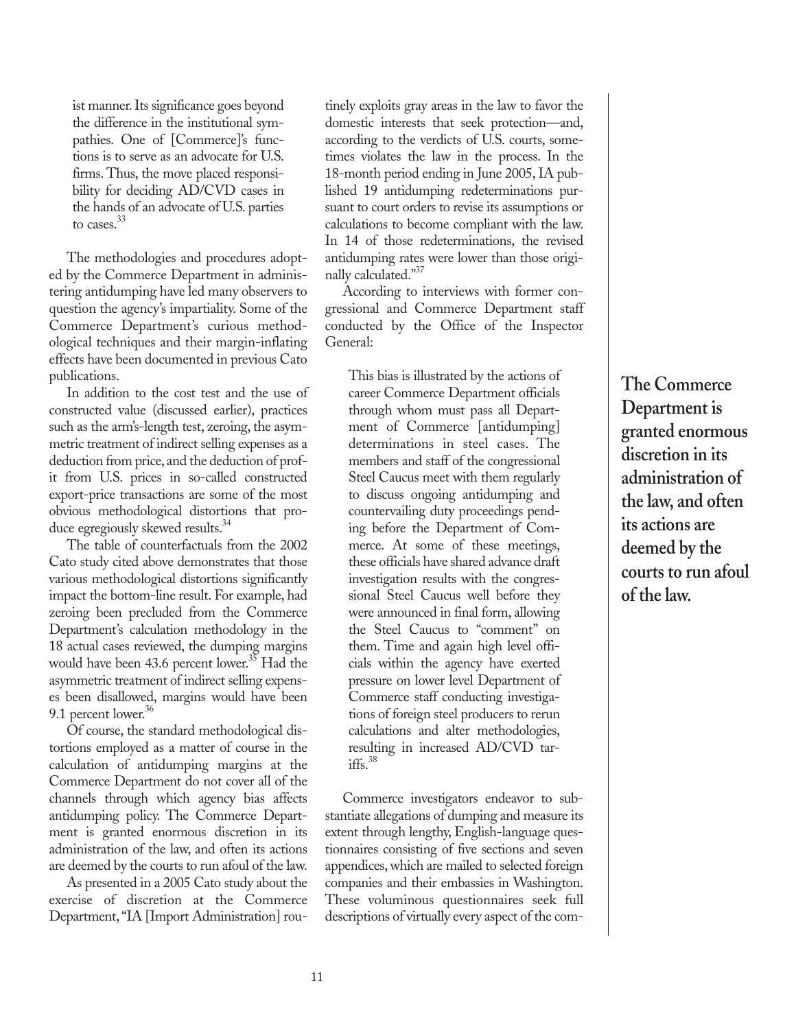> ist manner. Its significance goes beyond the difference in the institutional sympathies. One of [Commerce]'s functions is to serve as an advocate for U.S. firms. Thus, the move placed responsibility for deciding AD/CVD cases in the hands of an advocate of U.S. parties to cases.[33]

The methodologies and procedures adopted by the Commerce Department in administering antidumping have led many observers to question the agency's impartiality. Some of the Commerce Department's curious methodological techniques and their margin-inflating effects have been documented in previous Cato publications.

In addition to the cost test and the use of constructed value (discussed earlier), practices such as the arm's-length test, zeroing, the asymmetric treatment of indirect selling expenses as a deduction from price, and the deduction of profit from U.S. prices in so-called constructed export-price transactions are some of the most obvious methodological distortions that produce egregiously skewed results.[34]

The table of counterfactuals from the 2002 Cato study cited above demonstrates that those various methodological distortions significantly impact the bottom-line result. For example, had zeroing been precluded from the Commerce Department's calculation methodology in the 18 actual cases reviewed, the dumping margins would have been 43.6 percent lower.[35] Had the asymmetric treatment of indirect selling expenses been disallowed, margins would have been 9.1 percent lower.[36]

Of course, the standard methodological distortions employed as a matter of course in the calculation of antidumping margins at the Commerce Department do not cover all of the channels through which agency bias affects antidumping policy. The Commerce Department is granted enormous discretion in its administration of the law, and often its actions are deemed by the courts to run afoul of the law.

As presented in a 2005 Cato study about the exercise of discretion at the Commerce Department, "IA [Import Administration] routinely exploits gray areas in the law to favor the domestic interests that seek protection—and, according to the verdicts of U.S. courts, sometimes violates the law in the process. In the 18-month period ending in June 2005, IA published 19 antidumping redeterminations pursuant to court orders to revise its assumptions or calculations to become compliant with the law. In 14 of those redeterminations, the revised antidumping rates were lower than those originally calculated."[37]

According to interviews with former congressional and Commerce Department staff conducted by the Office of the Inspector General:

> This bias is illustrated by the actions of career Commerce Department officials through whom must pass all Department of Commerce [antidumping] determinations in steel cases. The members and staff of the congressional Steel Caucus meet with them regularly to discuss ongoing antidumping and countervailing duty proceedings pending before the Department of Commerce. At some of these meetings, these officials have shared advance draft investigation results with the congressional Steel Caucus well before they were announced in final form, allowing the Steel Caucus to "comment" on them. Time and again high level officials within the agency have exerted pressure on lower level Department of Commerce staff conducting investigations of foreign steel producers to rerun calculations and alter methodologies, resulting in increased AD/CVD tariffs.[38]

Commerce investigators endeavor to substantiate allegations of dumping and measure its extent through lengthy, English-language questionnaires consisting of five sections and seven appendices, which are mailed to selected foreign companies and their embassies in Washington. These voluminous questionnaires seek full descriptions of virtually every aspect of the com-

**The Commerce Department is granted enormous discretion in its administration of the law, and often its actions are deemed by the courts to run afoul of the law.**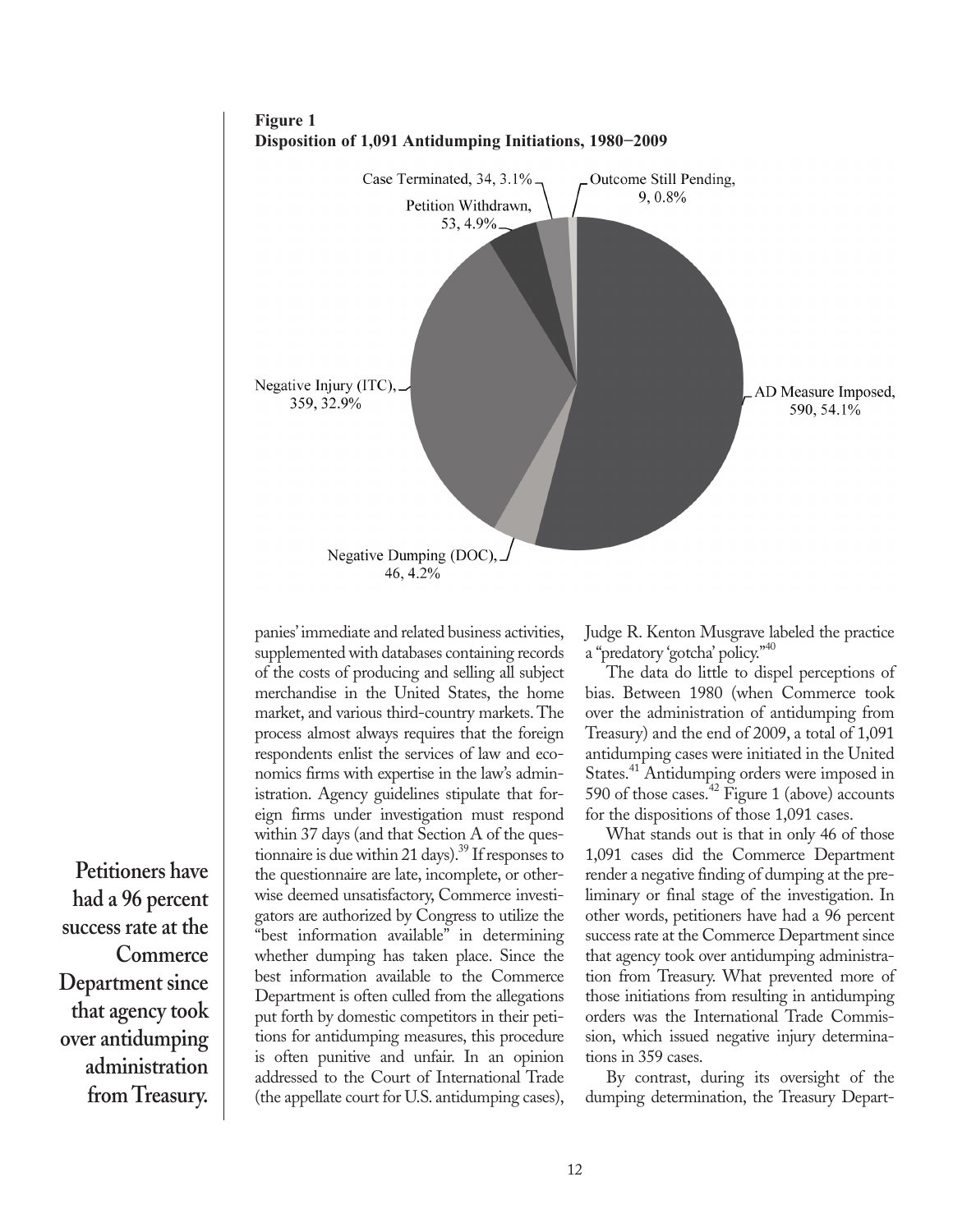**Figure 1**
**Disposition of 1,091 Antidumping Initiations, 1980–2009**

| Disposition | Number | Percent |
|---|---|---|
| AD Measure Imposed | 590 | 54.1% |
| Negative Injury (ITC) | 359 | 32.9% |
| Petition Withdrawn | 53 | 4.9% |
| Negative Dumping (DOC) | 46 | 4.2% |
| Case Terminated | 34 | 3.1% |
| Outcome Still Pending | 9 | 0.8% |

panies' immediate and related business activities, supplemented with databases containing records of the costs of producing and selling all subject merchandise in the United States, the home market, and various third-country markets. The process almost always requires that the foreign respondents enlist the services of law and economics firms with expertise in the law's administration. Agency guidelines stipulate that foreign firms under investigation must respond within 37 days (and that Section A of the questionnaire is due within 21 days).[39] If responses to the questionnaire are late, incomplete, or otherwise deemed unsatisfactory, Commerce investigators are authorized by Congress to utilize the "best information available" in determining whether dumping has taken place. Since the best information available to the Commerce Department is often culled from the allegations put forth by domestic competitors in their petitions for antidumping measures, this procedure is often punitive and unfair. In an opinion addressed to the Court of International Trade (the appellate court for U.S. antidumping cases), Judge R. Kenton Musgrave labeled the practice a "predatory 'gotcha' policy."[40]

The data do little to dispel perceptions of bias. Between 1980 (when Commerce took over the administration of antidumping from Treasury) and the end of 2009, a total of 1,091 antidumping cases were initiated in the United States.[41] Antidumping orders were imposed in 590 of those cases.[42] Figure 1 (above) accounts for the dispositions of those 1,091 cases.

What stands out is that in only 46 of those 1,091 cases did the Commerce Department render a negative finding of dumping at the preliminary or final stage of the investigation. In other words, petitioners have had a 96 percent success rate at the Commerce Department since that agency took over antidumping administration from Treasury. What prevented more of those initiations from resulting in antidumping orders was the International Trade Commission, which issued negative injury determinations in 359 cases.

**Petitioners have had a 96 percent success rate at the Commerce Department since that agency took over antidumping administration from Treasury.**

By contrast, during its oversight of the dumping determination, the Treasury Depart-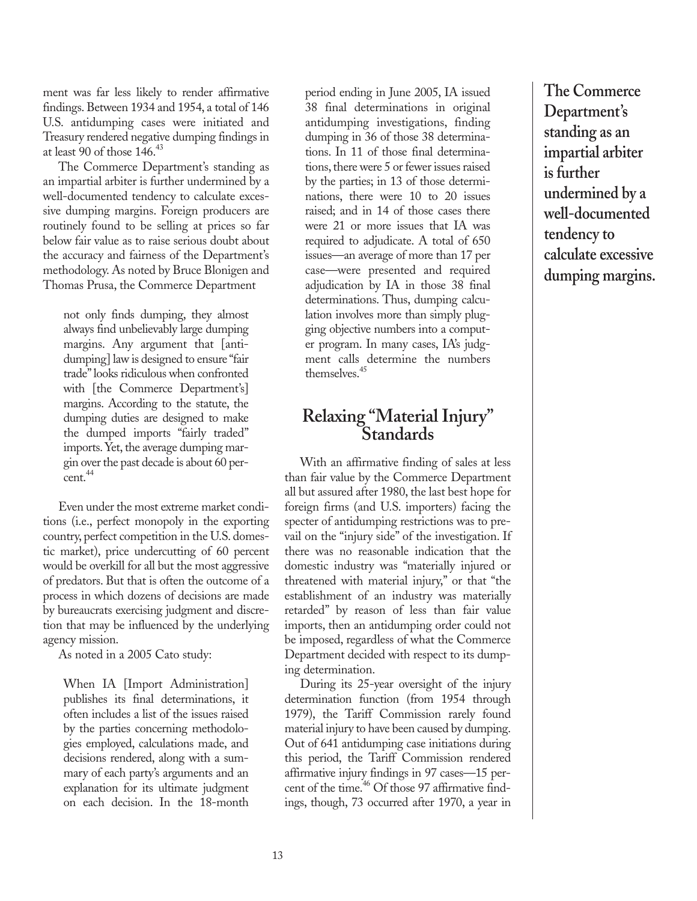ment was far less likely to render affirmative findings. Between 1934 and 1954, a total of 146 U.S. antidumping cases were initiated and Treasury rendered negative dumping findings in at least 90 of those 146.[43]

The Commerce Department's standing as an impartial arbiter is further undermined by a well-documented tendency to calculate excessive dumping margins. Foreign producers are routinely found to be selling at prices so far below fair value as to raise serious doubt about the accuracy and fairness of the Department's methodology. As noted by Bruce Blonigen and Thomas Prusa, the Commerce Department

> not only finds dumping, they almost always find unbelievably large dumping margins. Any argument that [antidumping] law is designed to ensure "fair trade" looks ridiculous when confronted with [the Commerce Department's] margins. According to the statute, the dumping duties are designed to make the dumped imports "fairly traded" imports. Yet, the average dumping margin over the past decade is about 60 percent.[44]

Even under the most extreme market conditions (i.e., perfect monopoly in the exporting country, perfect competition in the U.S. domestic market), price undercutting of 60 percent would be overkill for all but the most aggressive of predators. But that is often the outcome of a process in which dozens of decisions are made by bureaucrats exercising judgment and discretion that may be influenced by the underlying agency mission.

As noted in a 2005 Cato study:

> When IA [Import Administration] publishes its final determinations, it often includes a list of the issues raised by the parties concerning methodologies employed, calculations made, and decisions rendered, along with a summary of each party's arguments and an explanation for its ultimate judgment on each decision. In the 18-month period ending in June 2005, IA issued 38 final determinations in original antidumping investigations, finding dumping in 36 of those 38 determinations. In 11 of those final determinations, there were 5 or fewer issues raised by the parties; in 13 of those determinations, there were 10 to 20 issues raised; and in 14 of those cases there were 21 or more issues that IA was required to adjudicate. A total of 650 issues—an average of more than 17 per case—were presented and required adjudication by IA in those 38 final determinations. Thus, dumping calculation involves more than simply plugging objective numbers into a computer program. In many cases, IA's judgment calls determine the numbers themselves.[45]

**The Commerce Department's standing as an impartial arbiter is further undermined by a well-documented tendency to calculate excessive dumping margins.**

## Relaxing "Material Injury" Standards

With an affirmative finding of sales at less than fair value by the Commerce Department all but assured after 1980, the last best hope for foreign firms (and U.S. importers) facing the specter of antidumping restrictions was to prevail on the "injury side" of the investigation. If there was no reasonable indication that the domestic industry was "materially injured or threatened with material injury," or that "the establishment of an industry was materially retarded" by reason of less than fair value imports, then an antidumping order could not be imposed, regardless of what the Commerce Department decided with respect to its dumping determination.

During its 25-year oversight of the injury determination function (from 1954 through 1979), the Tariff Commission rarely found material injury to have been caused by dumping. Out of 641 antidumping case initiations during this period, the Tariff Commission rendered affirmative injury findings in 97 cases—15 percent of the time.[46] Of those 97 affirmative findings, though, 73 occurred after 1970, a year in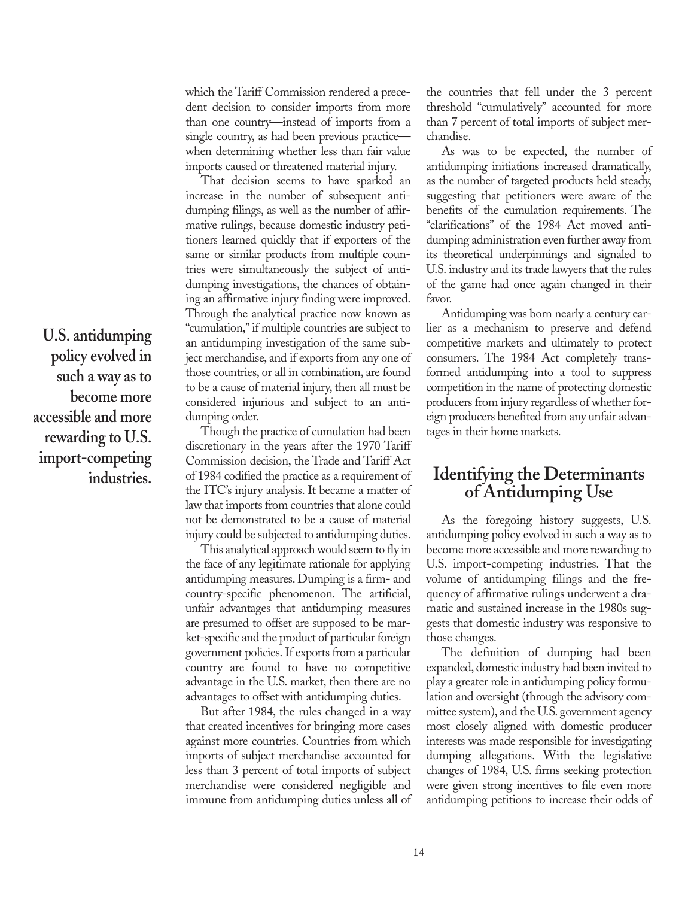which the Tariff Commission rendered a precedent decision to consider imports from more than one country—instead of imports from a single country, as had been previous practice—when determining whether less than fair value imports caused or threatened material injury.

That decision seems to have sparked an increase in the number of subsequent antidumping filings, as well as the number of affirmative rulings, because domestic industry petitioners learned quickly that if exporters of the same or similar products from multiple countries were simultaneously the subject of antidumping investigations, the chances of obtaining an affirmative injury finding were improved. Through the analytical practice now known as "cumulation," if multiple countries are subject to an antidumping investigation of the same subject merchandise, and if exports from any one of those countries, or all in combination, are found to be a cause of material injury, then all must be considered injurious and subject to an antidumping order.

**U.S. antidumping policy evolved in such a way as to become more accessible and more rewarding to U.S. import-competing industries.**

Though the practice of cumulation had been discretionary in the years after the 1970 Tariff Commission decision, the Trade and Tariff Act of 1984 codified the practice as a requirement of the ITC's injury analysis. It became a matter of law that imports from countries that alone could not be demonstrated to be a cause of material injury could be subjected to antidumping duties.

This analytical approach would seem to fly in the face of any legitimate rationale for applying antidumping measures. Dumping is a firm- and country-specific phenomenon. The artificial, unfair advantages that antidumping measures are presumed to offset are supposed to be market-specific and the product of particular foreign government policies. If exports from a particular country are found to have no competitive advantage in the U.S. market, then there are no advantages to offset with antidumping duties.

But after 1984, the rules changed in a way that created incentives for bringing more cases against more countries. Countries from which imports of subject merchandise accounted for less than 3 percent of total imports of subject merchandise were considered negligible and immune from antidumping duties unless all of the countries that fell under the 3 percent threshold "cumulatively" accounted for more than 7 percent of total imports of subject merchandise.

As was to be expected, the number of antidumping initiations increased dramatically, as the number of targeted products held steady, suggesting that petitioners were aware of the benefits of the cumulation requirements. The "clarifications" of the 1984 Act moved antidumping administration even further away from its theoretical underpinnings and signaled to U.S. industry and its trade lawyers that the rules of the game had once again changed in their favor.

Antidumping was born nearly a century earlier as a mechanism to preserve and defend competitive markets and ultimately to protect consumers. The 1984 Act completely transformed antidumping into a tool to suppress competition in the name of protecting domestic producers from injury regardless of whether foreign producers benefited from any unfair advantages in their home markets.

## Identifying the Determinants of Antidumping Use

As the foregoing history suggests, U.S. antidumping policy evolved in such a way as to become more accessible and more rewarding to U.S. import-competing industries. That the volume of antidumping filings and the frequency of affirmative rulings underwent a dramatic and sustained increase in the 1980s suggests that domestic industry was responsive to those changes.

The definition of dumping had been expanded, domestic industry had been invited to play a greater role in antidumping policy formulation and oversight (through the advisory committee system), and the U.S. government agency most closely aligned with domestic producer interests was made responsible for investigating dumping allegations. With the legislative changes of 1984, U.S. firms seeking protection were given strong incentives to file even more antidumping petitions to increase their odds of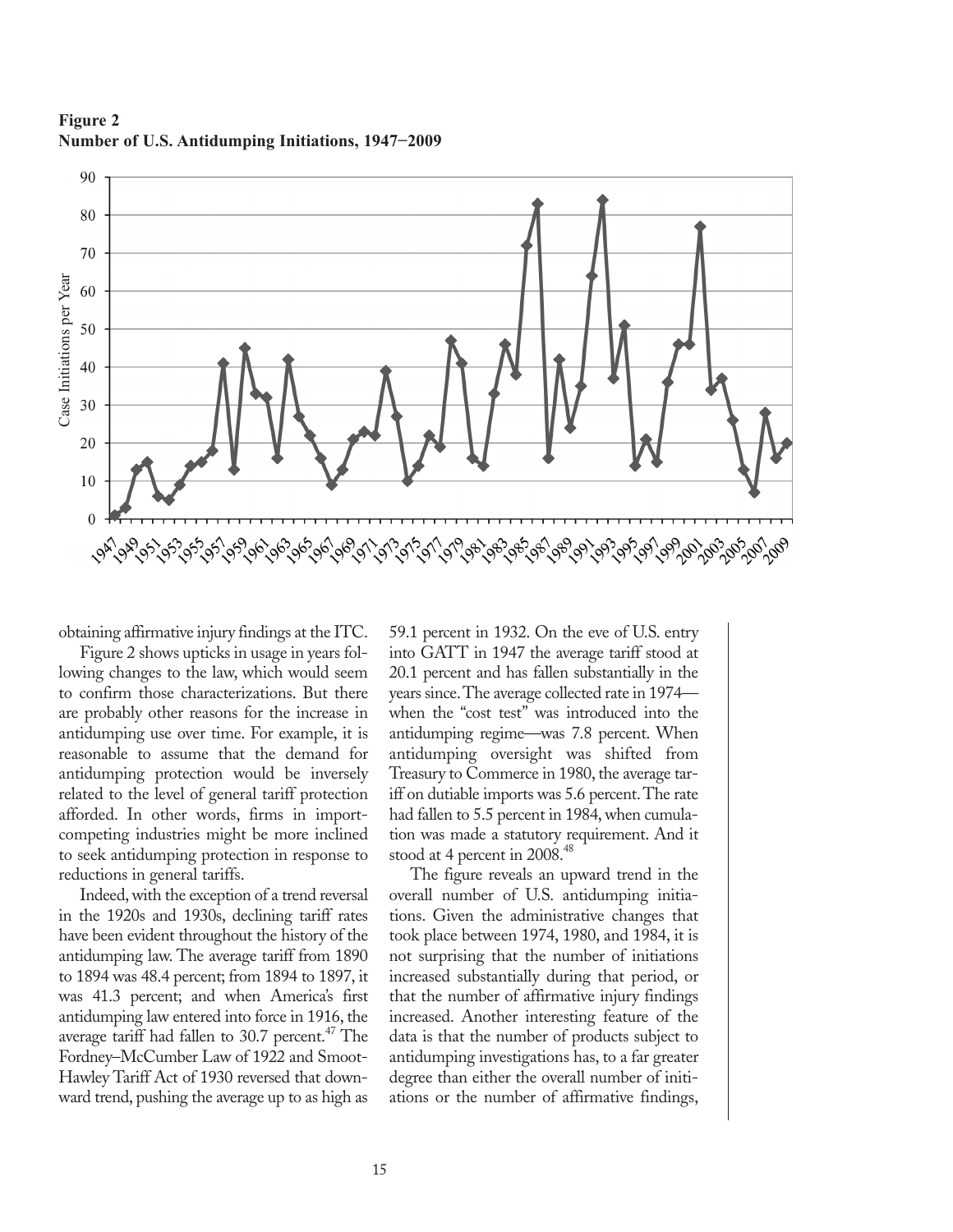**Figure 2**
**Number of U.S. Antidumping Initiations, 1947−2009**

obtaining affirmative injury findings at the ITC.

Figure 2 shows upticks in usage in years following changes to the law, which would seem to confirm those characterizations. But there are probably other reasons for the increase in antidumping use over time. For example, it is reasonable to assume that the demand for antidumping protection would be inversely related to the level of general tariff protection afforded. In other words, firms in import-competing industries might be more inclined to seek antidumping protection in response to reductions in general tariffs.

Indeed, with the exception of a trend reversal in the 1920s and 1930s, declining tariff rates have been evident throughout the history of the antidumping law. The average tariff from 1890 to 1894 was 48.4 percent; from 1894 to 1897, it was 41.3 percent; and when America's first antidumping law entered into force in 1916, the average tariff had fallen to 30.7 percent.[47] The Fordney–McCumber Law of 1922 and Smoot-Hawley Tariff Act of 1930 reversed that downward trend, pushing the average up to as high as 59.1 percent in 1932. On the eve of U.S. entry into GATT in 1947 the average tariff stood at 20.1 percent and has fallen substantially in the years since. The average collected rate in 1974—when the "cost test" was introduced into the antidumping regime—was 7.8 percent. When antidumping oversight was shifted from Treasury to Commerce in 1980, the average tariff on dutiable imports was 5.6 percent. The rate had fallen to 5.5 percent in 1984, when cumulation was made a statutory requirement. And it stood at 4 percent in 2008.[48]

The figure reveals an upward trend in the overall number of U.S. antidumping initiations. Given the administrative changes that took place between 1974, 1980, and 1984, it is not surprising that the number of initiations increased substantially during that period, or that the number of affirmative injury findings increased. Another interesting feature of the data is that the number of products subject to antidumping investigations has, to a far greater degree than either the overall number of initiations or the number of affirmative findings,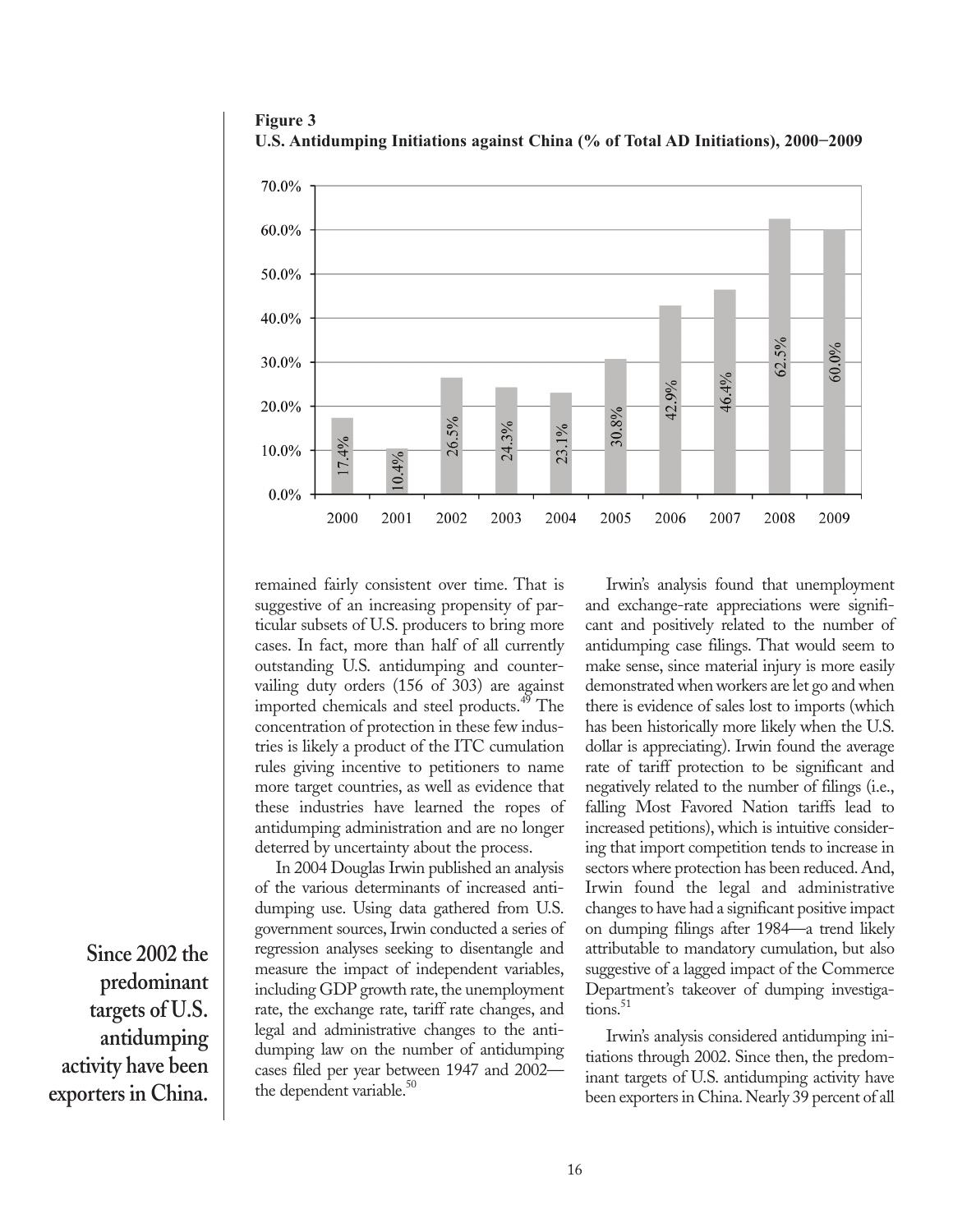**Figure 3**
**U.S. Antidumping Initiations against China (% of Total AD Initiations), 2000–2009**

| Year | % of Total AD Initiations |
|---|---|
| 2000 | 17.4% |
| 2001 | 10.4% |
| 2002 | 26.5% |
| 2003 | 24.3% |
| 2004 | 23.1% |
| 2005 | 30.8% |
| 2006 | 42.9% |
| 2007 | 46.4% |
| 2008 | 62.5% |
| 2009 | 60.0% |

remained fairly consistent over time. That is suggestive of an increasing propensity of particular subsets of U.S. producers to bring more cases. In fact, more than half of all currently outstanding U.S. antidumping and countervailing duty orders (156 of 303) are against imported chemicals and steel products.[49] The concentration of protection in these few industries is likely a product of the ITC cumulation rules giving incentive to petitioners to name more target countries, as well as evidence that these industries have learned the ropes of antidumping administration and are no longer deterred by uncertainty about the process.

In 2004 Douglas Irwin published an analysis of the various determinants of increased antidumping use. Using data gathered from U.S. government sources, Irwin conducted a series of regression analyses seeking to disentangle and measure the impact of independent variables, including GDP growth rate, the unemployment rate, the exchange rate, tariff rate changes, and legal and administrative changes to the antidumping law on the number of antidumping cases filed per year between 1947 and 2002—the dependent variable.[50]

Irwin's analysis found that unemployment and exchange-rate appreciations were significant and positively related to the number of antidumping case filings. That would seem to make sense, since material injury is more easily demonstrated when workers are let go and when there is evidence of sales lost to imports (which has been historically more likely when the U.S. dollar is appreciating). Irwin found the average rate of tariff protection to be significant and negatively related to the number of filings (i.e., falling Most Favored Nation tariffs lead to increased petitions), which is intuitive considering that import competition tends to increase in sectors where protection has been reduced. And, Irwin found the legal and administrative changes to have had a significant positive impact on dumping filings after 1984—a trend likely attributable to mandatory cumulation, but also suggestive of a lagged impact of the Commerce Department's takeover of dumping investigations.[51]

**Since 2002 the predominant targets of U.S. antidumping activity have been exporters in China.**

Irwin's analysis considered antidumping initiations through 2002. Since then, the predominant targets of U.S. antidumping activity have been exporters in China. Nearly 39 percent of all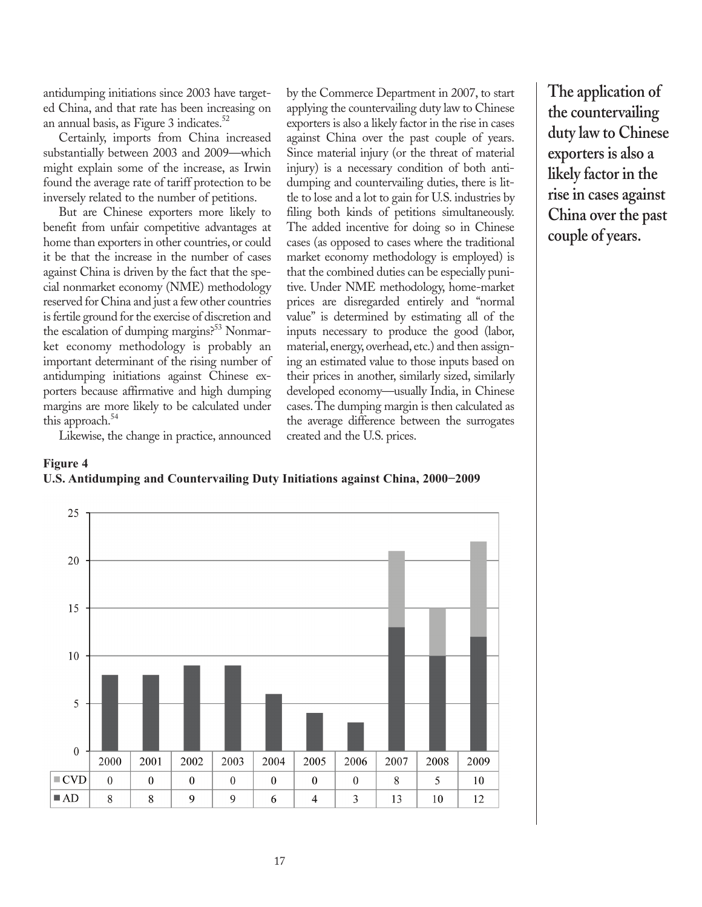antidumping initiations since 2003 have targeted China, and that rate has been increasing on an annual basis, as Figure 3 indicates.[52]

Certainly, imports from China increased substantially between 2003 and 2009—which might explain some of the increase, as Irwin found the average rate of tariff protection to be inversely related to the number of petitions.

But are Chinese exporters more likely to benefit from unfair competitive advantages at home than exporters in other countries, or could it be that the increase in the number of cases against China is driven by the fact that the special nonmarket economy (NME) methodology reserved for China and just a few other countries is fertile ground for the exercise of discretion and the escalation of dumping margins?[53] Nonmarket economy methodology is probably an important determinant of the rising number of antidumping initiations against Chinese exporters because affirmative and high dumping margins are more likely to be calculated under this approach.[54]

Likewise, the change in practice, announced by the Commerce Department in 2007, to start applying the countervailing duty law to Chinese exporters is also a likely factor in the rise in cases against China over the past couple of years. Since material injury (or the threat of material injury) is a necessary condition of both antidumping and countervailing duties, there is little to lose and a lot to gain for U.S. industries by filing both kinds of petitions simultaneously. The added incentive for doing so in Chinese cases (as opposed to cases where the traditional market economy methodology is employed) is that the combined duties can be especially punitive. Under NME methodology, home-market prices are disregarded entirely and "normal value" is determined by estimating all of the inputs necessary to produce the good (labor, material, energy, overhead, etc.) and then assigning an estimated value to those inputs based on their prices in another, similarly sized, similarly developed economy—usually India, in Chinese cases. The dumping margin is then calculated as the average difference between the surrogates created and the U.S. prices.

**The application of the countervailing duty law to Chinese exporters is also a likely factor in the rise in cases against China over the past couple of years.**

**Figure 4**
**U.S. Antidumping and Countervailing Duty Initiations against China, 2000–2009**

| | 2000 | 2001 | 2002 | 2003 | 2004 | 2005 | 2006 | 2007 | 2008 | 2009 |
|---|---|---|---|---|---|---|---|---|---|---|
| CVD | 0 | 0 | 0 | 0 | 0 | 0 | 0 | 8 | 5 | 10 |
| AD | 8 | 8 | 9 | 9 | 6 | 4 | 3 | 13 | 10 | 12 |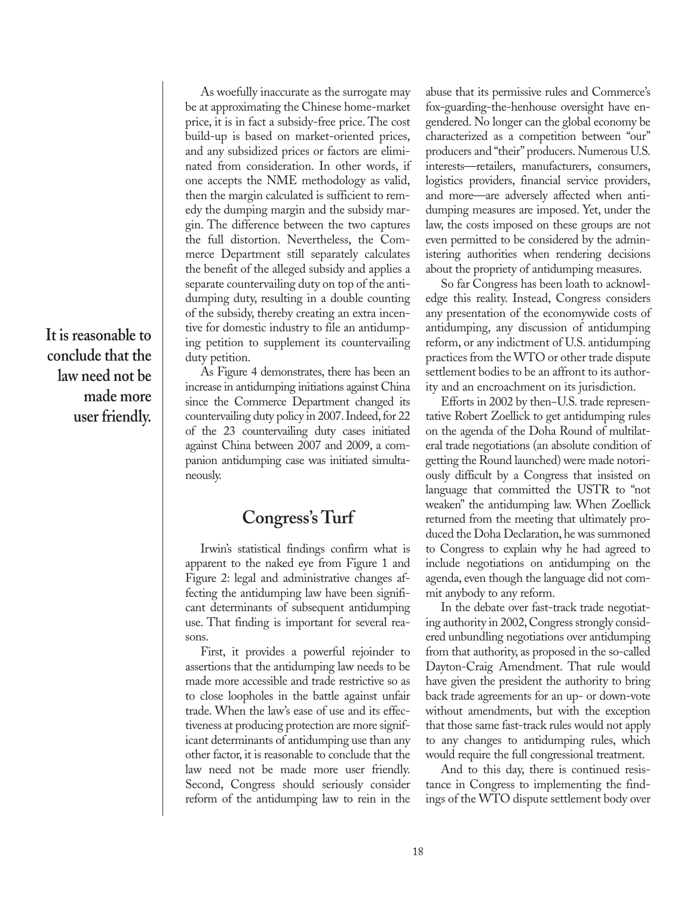As woefully inaccurate as the surrogate may be at approximating the Chinese home-market price, it is in fact a subsidy-free price. The cost build-up is based on market-oriented prices, and any subsidized prices or factors are eliminated from consideration. In other words, if one accepts the NME methodology as valid, then the margin calculated is sufficient to remedy the dumping margin and the subsidy margin. The difference between the two captures the full distortion. Nevertheless, the Commerce Department still separately calculates the benefit of the alleged subsidy and applies a separate countervailing duty on top of the antidumping duty, resulting in a double counting of the subsidy, thereby creating an extra incentive for domestic industry to file an antidumping petition to supplement its countervailing duty petition.

**It is reasonable to conclude that the law need not be made more user friendly.**

As Figure 4 demonstrates, there has been an increase in antidumping initiations against China since the Commerce Department changed its countervailing duty policy in 2007. Indeed, for 22 of the 23 countervailing duty cases initiated against China between 2007 and 2009, a companion antidumping case was initiated simultaneously.

## Congress's Turf

Irwin's statistical findings confirm what is apparent to the naked eye from Figure 1 and Figure 2: legal and administrative changes affecting the antidumping law have been significant determinants of subsequent antidumping use. That finding is important for several reasons.

First, it provides a powerful rejoinder to assertions that the antidumping law needs to be made more accessible and trade restrictive so as to close loopholes in the battle against unfair trade. When the law's ease of use and its effectiveness at producing protection are more significant determinants of antidumping use than any other factor, it is reasonable to conclude that the law need not be made more user friendly. Second, Congress should seriously consider reform of the antidumping law to rein in the abuse that its permissive rules and Commerce's fox-guarding-the-henhouse oversight have engendered. No longer can the global economy be characterized as a competition between "our" producers and "their" producers. Numerous U.S. interests—retailers, manufacturers, consumers, logistics providers, financial service providers, and more—are adversely affected when antidumping measures are imposed. Yet, under the law, the costs imposed on these groups are not even permitted to be considered by the administering authorities when rendering decisions about the propriety of antidumping measures.

So far Congress has been loath to acknowledge this reality. Instead, Congress considers any presentation of the economywide costs of antidumping, any discussion of antidumping reform, or any indictment of U.S. antidumping practices from the WTO or other trade dispute settlement bodies to be an affront to its authority and an encroachment on its jurisdiction.

Efforts in 2002 by then–U.S. trade representative Robert Zoellick to get antidumping rules on the agenda of the Doha Round of multilateral trade negotiations (an absolute condition of getting the Round launched) were made notoriously difficult by a Congress that insisted on language that committed the USTR to "not weaken" the antidumping law. When Zoellick returned from the meeting that ultimately produced the Doha Declaration, he was summoned to Congress to explain why he had agreed to include negotiations on antidumping on the agenda, even though the language did not commit anybody to any reform.

In the debate over fast-track trade negotiating authority in 2002, Congress strongly considered unbundling negotiations over antidumping from that authority, as proposed in the so-called Dayton-Craig Amendment. That rule would have given the president the authority to bring back trade agreements for an up- or down-vote without amendments, but with the exception that those same fast-track rules would not apply to any changes to antidumping rules, which would require the full congressional treatment.

And to this day, there is continued resistance in Congress to implementing the findings of the WTO dispute settlement body over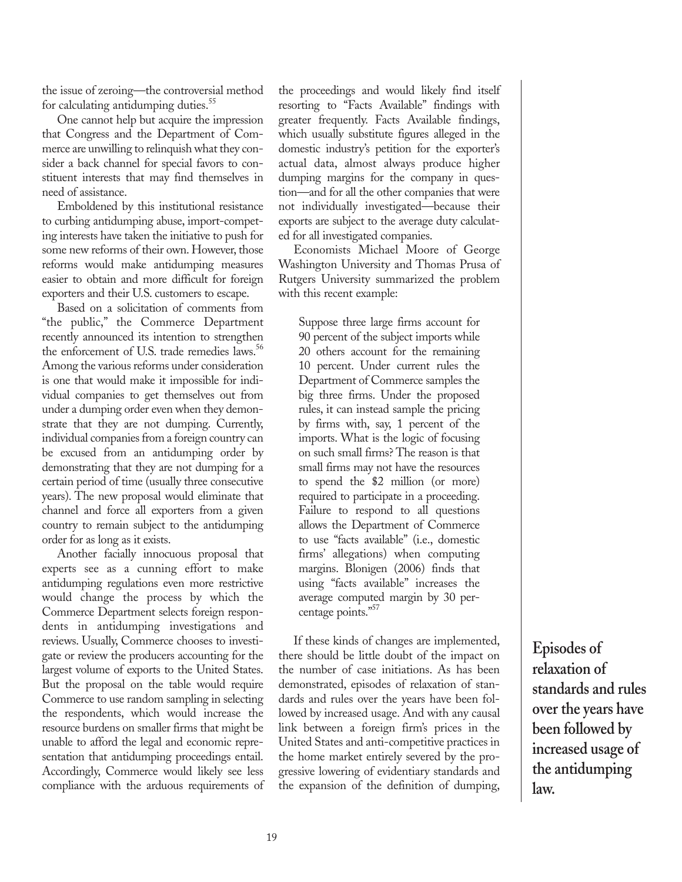the issue of zeroing—the controversial method for calculating antidumping duties.[55]

One cannot help but acquire the impression that Congress and the Department of Commerce are unwilling to relinquish what they consider a back channel for special favors to constituent interests that may find themselves in need of assistance.

Emboldened by this institutional resistance to curbing antidumping abuse, import-competing interests have taken the initiative to push for some new reforms of their own. However, those reforms would make antidumping measures easier to obtain and more difficult for foreign exporters and their U.S. customers to escape.

Based on a solicitation of comments from "the public," the Commerce Department recently announced its intention to strengthen the enforcement of U.S. trade remedies laws.[56] Among the various reforms under consideration is one that would make it impossible for individual companies to get themselves out from under a dumping order even when they demonstrate that they are not dumping. Currently, individual companies from a foreign country can be excused from an antidumping order by demonstrating that they are not dumping for a certain period of time (usually three consecutive years). The new proposal would eliminate that channel and force all exporters from a given country to remain subject to the antidumping order for as long as it exists.

Another facially innocuous proposal that experts see as a cunning effort to make antidumping regulations even more restrictive would change the process by which the Commerce Department selects foreign respondents in antidumping investigations and reviews. Usually, Commerce chooses to investigate or review the producers accounting for the largest volume of exports to the United States. But the proposal on the table would require Commerce to use random sampling in selecting the respondents, which would increase the resource burdens on smaller firms that might be unable to afford the legal and economic representation that antidumping proceedings entail. Accordingly, Commerce would likely see less compliance with the arduous requirements of the proceedings and would likely find itself resorting to "Facts Available" findings with greater frequently. Facts Available findings, which usually substitute figures alleged in the domestic industry's petition for the exporter's actual data, almost always produce higher dumping margins for the company in question—and for all the other companies that were not individually investigated—because their exports are subject to the average duty calculated for all investigated companies.

Economists Michael Moore of George Washington University and Thomas Prusa of Rutgers University summarized the problem with this recent example:

> Suppose three large firms account for 90 percent of the subject imports while 20 others account for the remaining 10 percent. Under current rules the Department of Commerce samples the big three firms. Under the proposed rules, it can instead sample the pricing by firms with, say, 1 percent of the imports. What is the logic of focusing on such small firms? The reason is that small firms may not have the resources to spend the $2 million (or more) required to participate in a proceeding. Failure to respond to all questions allows the Department of Commerce to use "facts available" (i.e., domestic firms' allegations) when computing margins. Blonigen (2006) finds that using "facts available" increases the average computed margin by 30 percentage points."[57]

If these kinds of changes are implemented, there should be little doubt of the impact on the number of case initiations. As has been demonstrated, episodes of relaxation of standards and rules over the years have been followed by increased usage. And with any causal link between a foreign firm's prices in the United States and anti-competitive practices in the home market entirely severed by the progressive lowering of evidentiary standards and the expansion of the definition of dumping,

**Episodes of relaxation of standards and rules over the years have been followed by increased usage of the antidumping law.**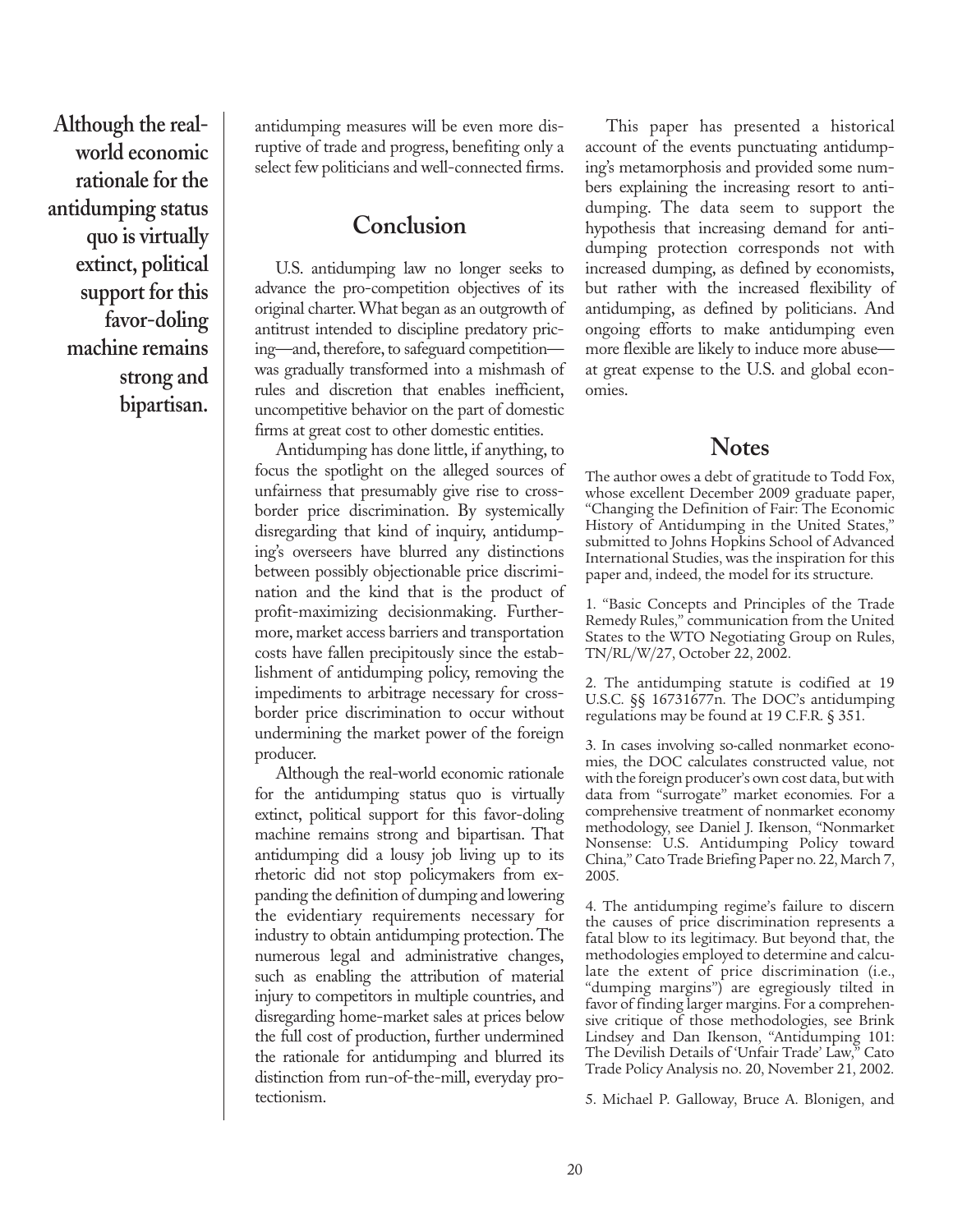**Although the real-world economic rationale for the antidumping status quo is virtually extinct, political support for this favor-doling machine remains strong and bipartisan.**

antidumping measures will be even more disruptive of trade and progress, benefiting only a select few politicians and well-connected firms.

## Conclusion

U.S. antidumping law no longer seeks to advance the pro-competition objectives of its original charter. What began as an outgrowth of antitrust intended to discipline predatory pricing—and, therefore, to safeguard competition—was gradually transformed into a mishmash of rules and discretion that enables inefficient, uncompetitive behavior on the part of domestic firms at great cost to other domestic entities.

Antidumping has done little, if anything, to focus the spotlight on the alleged sources of unfairness that presumably give rise to cross-border price discrimination. By systemically disregarding that kind of inquiry, antidumping's overseers have blurred any distinctions between possibly objectionable price discrimination and the kind that is the product of profit-maximizing decisionmaking. Furthermore, market access barriers and transportation costs have fallen precipitously since the establishment of antidumping policy, removing the impediments to arbitrage necessary for cross-border price discrimination to occur without undermining the market power of the foreign producer.

Although the real-world economic rationale for the antidumping status quo is virtually extinct, political support for this favor-doling machine remains strong and bipartisan. That antidumping did a lousy job living up to its rhetoric did not stop policymakers from expanding the definition of dumping and lowering the evidentiary requirements necessary for industry to obtain antidumping protection. The numerous legal and administrative changes, such as enabling the attribution of material injury to competitors in multiple countries, and disregarding home-market sales at prices below the full cost of production, further undermined the rationale for antidumping and blurred its distinction from run-of-the-mill, everyday protectionism.

This paper has presented a historical account of the events punctuating antidumping's metamorphosis and provided some numbers explaining the increasing resort to antidumping. The data seem to support the hypothesis that increasing demand for antidumping protection corresponds not with increased dumping, as defined by economists, but rather with the increased flexibility of antidumping, as defined by politicians. And ongoing efforts to make antidumping even more flexible are likely to induce more abuse—at great expense to the U.S. and global economies.

## Notes

The author owes a debt of gratitude to Todd Fox, whose excellent December 2009 graduate paper, "Changing the Definition of Fair: The Economic History of Antidumping in the United States," submitted to Johns Hopkins School of Advanced International Studies, was the inspiration for this paper and, indeed, the model for its structure.

1. "Basic Concepts and Principles of the Trade Remedy Rules," communication from the United States to the WTO Negotiating Group on Rules, TN/RL/W/27, October 22, 2002.

2. The antidumping statute is codified at 19 U.S.C. §§ 16731677n. The DOC's antidumping regulations may be found at 19 C.F.R. § 351.

3. In cases involving so-called nonmarket economies, the DOC calculates constructed value, not with the foreign producer's own cost data, but with data from "surrogate" market economies. For a comprehensive treatment of nonmarket economy methodology, see Daniel J. Ikenson, "Nonmarket Nonsense: U.S. Antidumping Policy toward China," Cato Trade Briefing Paper no. 22, March 7, 2005.

4. The antidumping regime's failure to discern the causes of price discrimination represents a fatal blow to its legitimacy. But beyond that, the methodologies employed to determine and calculate the extent of price discrimination (i.e., "dumping margins") are egregiously tilted in favor of finding larger margins. For a comprehensive critique of those methodologies, see Brink Lindsey and Dan Ikenson, "Antidumping 101: The Devilish Details of 'Unfair Trade' Law," Cato Trade Policy Analysis no. 20, November 21, 2002.

5. Michael P. Galloway, Bruce A. Blonigen, and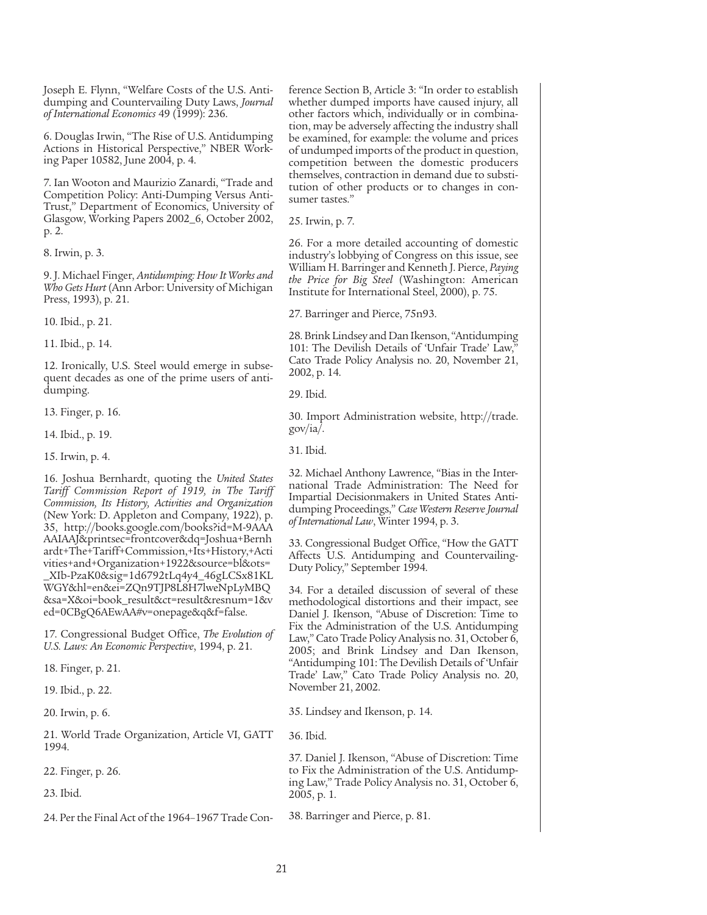Joseph E. Flynn, "Welfare Costs of the U.S. Antidumping and Countervailing Duty Laws, *Journal of International Economics* 49 (1999): 236.

6. Douglas Irwin, "The Rise of U.S. Antidumping Actions in Historical Perspective," NBER Working Paper 10582, June 2004, p. 4.

7. Ian Wooton and Maurizio Zanardi, "Trade and Competition Policy: Anti-Dumping Versus Anti-Trust," Department of Economics, University of Glasgow, Working Papers 2002_6, October 2002, p. 2.

8. Irwin, p. 3.

9. J. Michael Finger, *Antidumping: How It Works and Who Gets Hurt* (Ann Arbor: University of Michigan Press, 1993), p. 21.

10. Ibid., p. 21.

11. Ibid., p. 14.

12. Ironically, U.S. Steel would emerge in subsequent decades as one of the prime users of antidumping.

13. Finger, p. 16.

14. Ibid., p. 19.

15. Irwin, p. 4.

16. Joshua Bernhardt, quoting the *United States Tariff Commission Report of 1919, in The Tariff Commission, Its History, Activities and Organization* (New York: D. Appleton and Company, 1922), p. 35, http://books.google.com/books?id=M-9AAAAAIAAJ&printsec=frontcover&dq=Joshua+Bernhardt+The+Tariff+Commission,+Its+History,+Activities+and+Organization+1922&source=bl&ots=_XIb-PzaK0&sig=1d6792tLq4y4_46gLCSx81KLWGY&hl=en&ei=ZQn9TJP8L8H7lweNpLyMBQ&sa=X&oi=book_result&ct=result&resnum=1&ved=0CBgQ6AEwAA#v=onepage&q&f=false.

17. Congressional Budget Office, *The Evolution of U.S. Laws: An Economic Perspective*, 1994, p. 21.

18. Finger, p. 21.

19. Ibid., p. 22.

20. Irwin, p. 6.

21. World Trade Organization, Article VI, GATT 1994.

22. Finger, p. 26.

23. Ibid.

24. Per the Final Act of the 1964–1967 Trade Conference Section B, Article 3: "In order to establish whether dumped imports have caused injury, all other factors which, individually or in combination, may be adversely affecting the industry shall be examined, for example: the volume and prices of undumped imports of the product in question, competition between the domestic producers themselves, contraction in demand due to substitution of other products or to changes in consumer tastes."

25. Irwin, p. 7.

26. For a more detailed accounting of domestic industry's lobbying of Congress on this issue, see William H. Barringer and Kenneth J. Pierce, *Paying the Price for Big Steel* (Washington: American Institute for International Steel, 2000), p. 75.

27. Barringer and Pierce, 75n93.

28. Brink Lindsey and Dan Ikenson, "Antidumping 101: The Devilish Details of 'Unfair Trade' Law," Cato Trade Policy Analysis no. 20, November 21, 2002, p. 14.

29. Ibid.

30. Import Administration website, http://trade.gov/ia/.

31. Ibid.

32. Michael Anthony Lawrence, "Bias in the International Trade Administration: The Need for Impartial Decisionmakers in United States Antidumping Proceedings," *Case Western Reserve Journal of International Law*, Winter 1994, p. 3.

33. Congressional Budget Office, "How the GATT Affects U.S. Antidumping and Countervailing-Duty Policy," September 1994.

34. For a detailed discussion of several of these methodological distortions and their impact, see Daniel J. Ikenson, "Abuse of Discretion: Time to Fix the Administration of the U.S. Antidumping Law," Cato Trade Policy Analysis no. 31, October 6, 2005; and Brink Lindsey and Dan Ikenson, "Antidumping 101: The Devilish Details of 'Unfair Trade' Law," Cato Trade Policy Analysis no. 20, November 21, 2002.

35. Lindsey and Ikenson, p. 14.

36. Ibid.

37. Daniel J. Ikenson, "Abuse of Discretion: Time to Fix the Administration of the U.S. Antidumping Law," Trade Policy Analysis no. 31, October 6, 2005, p. 1.

38. Barringer and Pierce, p. 81.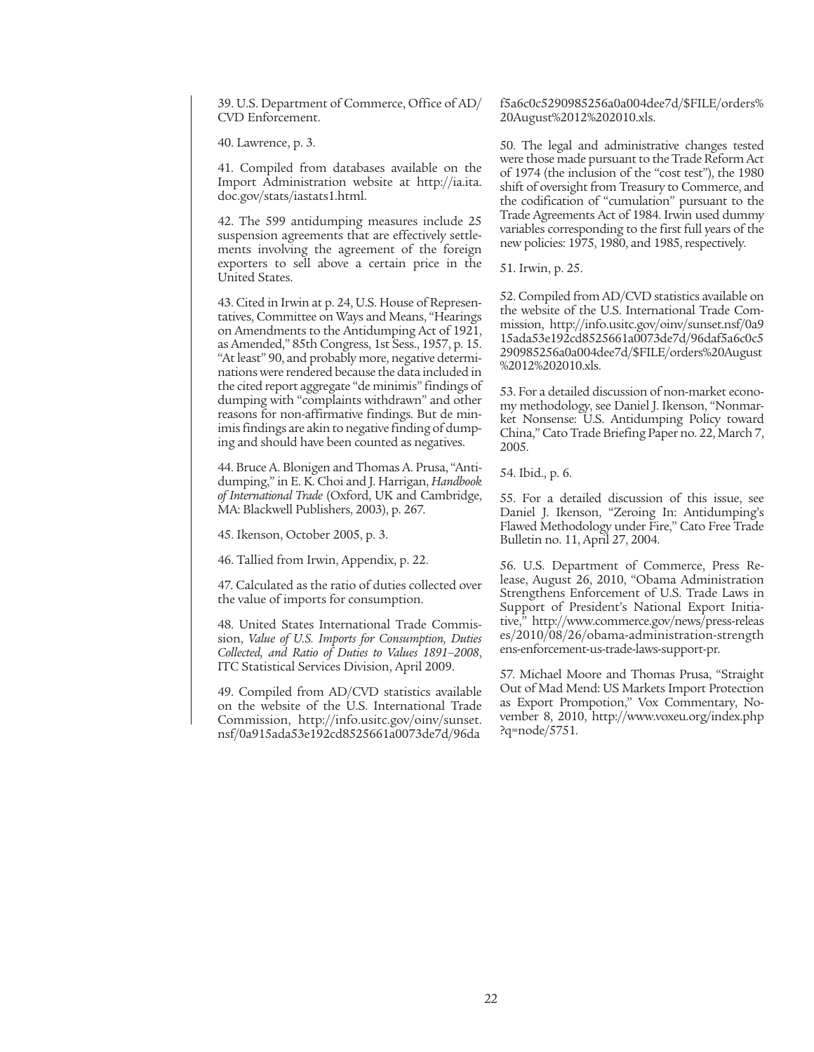39. U.S. Department of Commerce, Office of AD/CVD Enforcement.

40. Lawrence, p. 3.

41. Compiled from databases available on the Import Administration website at http://ia.ita.doc.gov/stats/iastats1.html.

42. The 599 antidumping measures include 25 suspension agreements that are effectively settlements involving the agreement of the foreign exporters to sell above a certain price in the United States.

43. Cited in Irwin at p. 24, U.S. House of Representatives, Committee on Ways and Means, "Hearings on Amendments to the Antidumping Act of 1921, as Amended," 85th Congress, 1st Sess., 1957, p. 15. "At least" 90, and probably more, negative determinations were rendered because the data included in the cited report aggregate "de minimis" findings of dumping with "complaints withdrawn" and other reasons for non-affirmative findings. But de minimis findings are akin to negative finding of dumping and should have been counted as negatives.

44. Bruce A. Blonigen and Thomas A. Prusa, "Antidumping," in E. K. Choi and J. Harrigan, *Handbook of International Trade* (Oxford, UK and Cambridge, MA: Blackwell Publishers, 2003), p. 267.

45. Ikenson, October 2005, p. 3.

46. Tallied from Irwin, Appendix, p. 22.

47. Calculated as the ratio of duties collected over the value of imports for consumption.

48. United States International Trade Commission, *Value of U.S. Imports for Consumption, Duties Collected, and Ratio of Duties to Values 1891–2008*, ITC Statistical Services Division, April 2009.

49. Compiled from AD/CVD statistics available on the website of the U.S. International Trade Commission, http://info.usitc.gov/oinv/sunset.nsf/0a915ada53e192cd8525661a0073de7d/96daf5a6c0c5290985256a0a004dee7d/$FILE/orders%20August%2012%202010.xls.

50. The legal and administrative changes tested were those made pursuant to the Trade Reform Act of 1974 (the inclusion of the "cost test"), the 1980 shift of oversight from Treasury to Commerce, and the codification of "cumulation" pursuant to the Trade Agreements Act of 1984. Irwin used dummy variables corresponding to the first full years of the new policies: 1975, 1980, and 1985, respectively.

51. Irwin, p. 25.

52. Compiled from AD/CVD statistics available on the website of the U.S. International Trade Commission, http://info.usitc.gov/oinv/sunset.nsf/0a915ada53e192cd8525661a0073de7d/96daf5a6c0c5290985256a0a004dee7d/$FILE/orders%20August%2012%202010.xls.

53. For a detailed discussion of non-market economy methodology, see Daniel J. Ikenson, "Nonmarket Nonsense: U.S. Antidumping Policy toward China," Cato Trade Briefing Paper no. 22, March 7, 2005.

54. Ibid., p. 6.

55. For a detailed discussion of this issue, see Daniel J. Ikenson, "Zeroing In: Antidumping's Flawed Methodology under Fire," Cato Free Trade Bulletin no. 11, April 27, 2004.

56. U.S. Department of Commerce, Press Release, August 26, 2010, "Obama Administration Strengthens Enforcement of U.S. Trade Laws in Support of President's National Export Initiative," http://www.commerce.gov/news/press-releases/2010/08/26/obama-administration-strengthens-enforcement-us-trade-laws-support-pr.

57. Michael Moore and Thomas Prusa, "Straight Out of Mad Mend: US Markets Import Protection as Export Prompotion," Vox Commentary, November 8, 2010, http://www.voxeu.org/index.php?q=node/5751.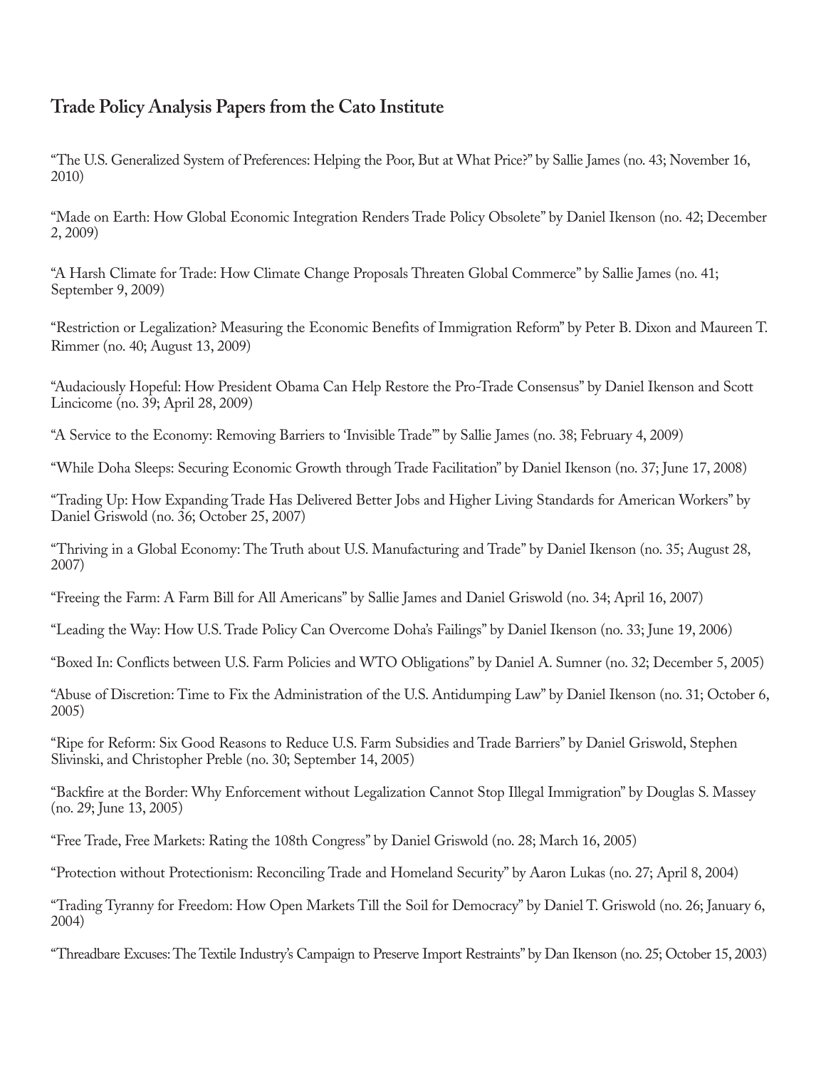## Trade Policy Analysis Papers from the Cato Institute

"The U.S. Generalized System of Preferences: Helping the Poor, But at What Price?" by Sallie James (no. 43; November 16, 2010)

"Made on Earth: How Global Economic Integration Renders Trade Policy Obsolete" by Daniel Ikenson (no. 42; December 2, 2009)

"A Harsh Climate for Trade: How Climate Change Proposals Threaten Global Commerce" by Sallie James (no. 41; September 9, 2009)

"Restriction or Legalization? Measuring the Economic Benefits of Immigration Reform" by Peter B. Dixon and Maureen T. Rimmer (no. 40; August 13, 2009)

"Audaciously Hopeful: How President Obama Can Help Restore the Pro-Trade Consensus" by Daniel Ikenson and Scott Lincicome (no. 39; April 28, 2009)

"A Service to the Economy: Removing Barriers to 'Invisible Trade'" by Sallie James (no. 38; February 4, 2009)

"While Doha Sleeps: Securing Economic Growth through Trade Facilitation" by Daniel Ikenson (no. 37; June 17, 2008)

"Trading Up: How Expanding Trade Has Delivered Better Jobs and Higher Living Standards for American Workers" by Daniel Griswold (no. 36; October 25, 2007)

"Thriving in a Global Economy: The Truth about U.S. Manufacturing and Trade" by Daniel Ikenson (no. 35; August 28, 2007)

"Freeing the Farm: A Farm Bill for All Americans" by Sallie James and Daniel Griswold (no. 34; April 16, 2007)

"Leading the Way: How U.S. Trade Policy Can Overcome Doha's Failings" by Daniel Ikenson (no. 33; June 19, 2006)

"Boxed In: Conflicts between U.S. Farm Policies and WTO Obligations" by Daniel A. Sumner (no. 32; December 5, 2005)

"Abuse of Discretion: Time to Fix the Administration of the U.S. Antidumping Law" by Daniel Ikenson (no. 31; October 6, 2005)

"Ripe for Reform: Six Good Reasons to Reduce U.S. Farm Subsidies and Trade Barriers" by Daniel Griswold, Stephen Slivinski, and Christopher Preble (no. 30; September 14, 2005)

"Backfire at the Border: Why Enforcement without Legalization Cannot Stop Illegal Immigration" by Douglas S. Massey (no. 29; June 13, 2005)

"Free Trade, Free Markets: Rating the 108th Congress" by Daniel Griswold (no. 28; March 16, 2005)

"Protection without Protectionism: Reconciling Trade and Homeland Security" by Aaron Lukas (no. 27; April 8, 2004)

"Trading Tyranny for Freedom: How Open Markets Till the Soil for Democracy" by Daniel T. Griswold (no. 26; January 6, 2004)

"Threadbare Excuses: The Textile Industry's Campaign to Preserve Import Restraints" by Dan Ikenson (no. 25; October 15, 2003)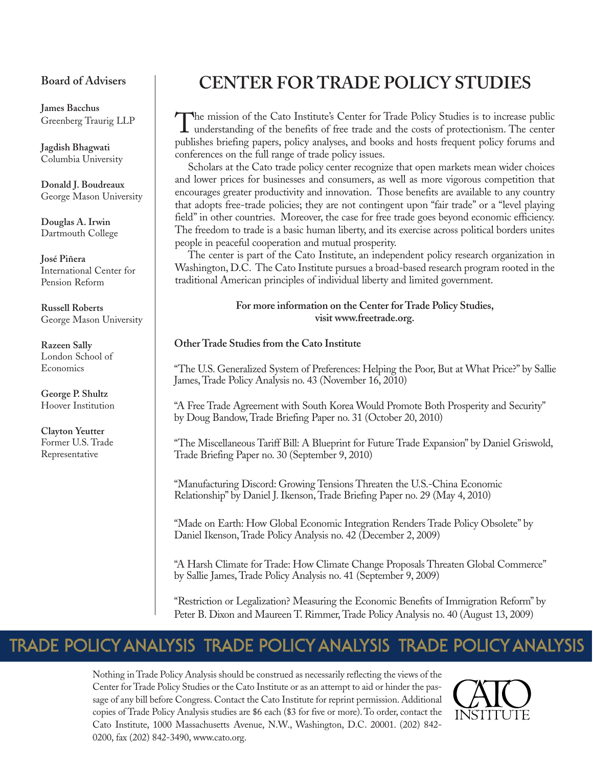## Board of Advisers

**James Bacchus**
Greenberg Traurig LLP

**Jagdish Bhagwati**
Columbia University

**Donald J. Boudreaux**
George Mason University

**Douglas A. Irwin**
Dartmouth College

**José Piñera**
International Center for Pension Reform

**Russell Roberts**
George Mason University

**Razeen Sally**
London School of Economics

**George P. Shultz**
Hoover Institution

**Clayton Yeutter**
Former U.S. Trade Representative

# CENTER FOR TRADE POLICY STUDIES

The mission of the Cato Institute's Center for Trade Policy Studies is to increase public understanding of the benefits of free trade and the costs of protectionism. The center publishes briefing papers, policy analyses, and books and hosts frequent policy forums and conferences on the full range of trade policy issues.

Scholars at the Cato trade policy center recognize that open markets mean wider choices and lower prices for businesses and consumers, as well as more vigorous competition that encourages greater productivity and innovation. Those benefits are available to any country that adopts free-trade policies; they are not contingent upon "fair trade" or a "level playing field" in other countries. Moreover, the case for free trade goes beyond economic efficiency. The freedom to trade is a basic human liberty, and its exercise across political borders unites people in peaceful cooperation and mutual prosperity.

The center is part of the Cato Institute, an independent policy research organization in Washington, D.C. The Cato Institute pursues a broad-based research program rooted in the traditional American principles of individual liberty and limited government.

**For more information on the Center for Trade Policy Studies, visit www.freetrade.org.**

**Other Trade Studies from the Cato Institute**

"The U.S. Generalized System of Preferences: Helping the Poor, But at What Price?" by Sallie James, Trade Policy Analysis no. 43 (November 16, 2010)

"A Free Trade Agreement with South Korea Would Promote Both Prosperity and Security" by Doug Bandow, Trade Briefing Paper no. 31 (October 20, 2010)

"The Miscellaneous Tariff Bill: A Blueprint for Future Trade Expansion" by Daniel Griswold, Trade Briefing Paper no. 30 (September 9, 2010)

"Manufacturing Discord: Growing Tensions Threaten the U.S.-China Economic Relationship" by Daniel J. Ikenson, Trade Briefing Paper no. 29 (May 4, 2010)

"Made on Earth: How Global Economic Integration Renders Trade Policy Obsolete" by Daniel Ikenson, Trade Policy Analysis no. 42 (December 2, 2009)

"A Harsh Climate for Trade: How Climate Change Proposals Threaten Global Commerce" by Sallie James, Trade Policy Analysis no. 41 (September 9, 2009)

"Restriction or Legalization? Measuring the Economic Benefits of Immigration Reform" by Peter B. Dixon and Maureen T. Rimmer, Trade Policy Analysis no. 40 (August 13, 2009)

TRADE POLICY ANALYSIS TRADE POLICY ANALYSIS TRADE POLICY ANALYSIS

Nothing in Trade Policy Analysis should be construed as necessarily reflecting the views of the Center for Trade Policy Studies or the Cato Institute or as an attempt to aid or hinder the passage of any bill before Congress. Contact the Cato Institute for reprint permission. Additional copies of Trade Policy Analysis studies are $6 each ($3 for five or more). To order, contact the Cato Institute, 1000 Massachusetts Avenue, N.W., Washington, D.C. 20001. (202) 842-0200, fax (202) 842-3490, www.cato.org.

CATO INSTITUTE